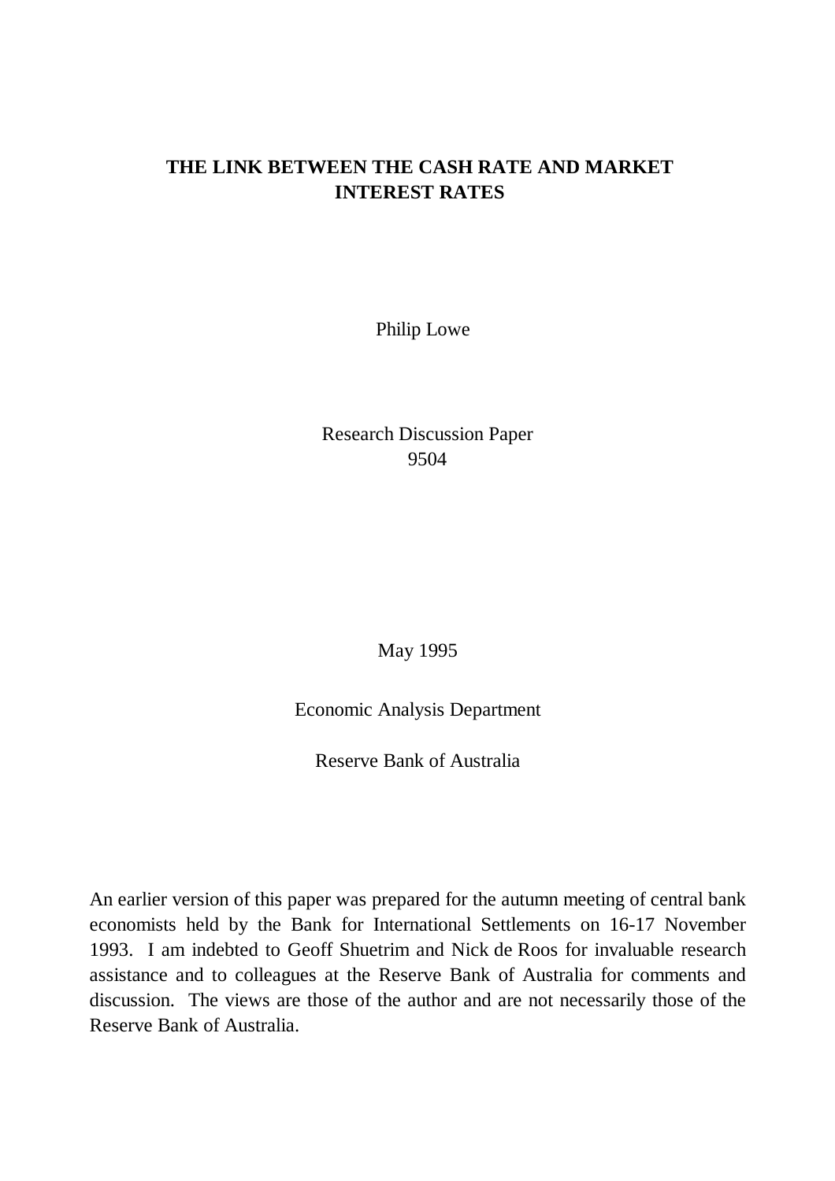# THE LINK BETWEEN THE CASH RATE AND MARKET INTEREST RATES

Philip Lowe

Research Discussion Paper
9504

May 1995

Economic Analysis Department

Reserve Bank of Australia

An earlier version of this paper was prepared for the autumn meeting of central bank economists held by the Bank for International Settlements on 16-17 November 1993. I am indebted to Geoff Shuetrim and Nick de Roos for invaluable research assistance and to colleagues at the Reserve Bank of Australia for comments and discussion. The views are those of the author and are not necessarily those of the Reserve Bank of Australia.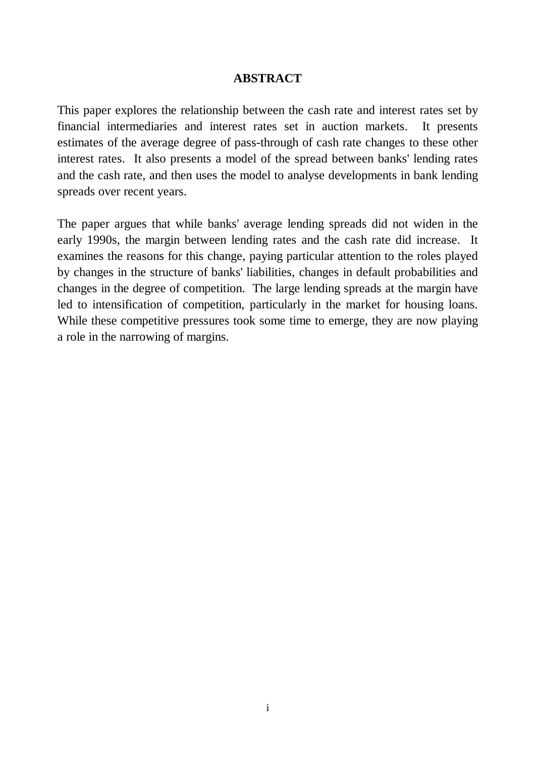## ABSTRACT

This paper explores the relationship between the cash rate and interest rates set by financial intermediaries and interest rates set in auction markets. It presents estimates of the average degree of pass-through of cash rate changes to these other interest rates. It also presents a model of the spread between banks' lending rates and the cash rate, and then uses the model to analyse developments in bank lending spreads over recent years.

The paper argues that while banks' average lending spreads did not widen in the early 1990s, the margin between lending rates and the cash rate did increase. It examines the reasons for this change, paying particular attention to the roles played by changes in the structure of banks' liabilities, changes in default probabilities and changes in the degree of competition. The large lending spreads at the margin have led to intensification of competition, particularly in the market for housing loans. While these competitive pressures took some time to emerge, they are now playing a role in the narrowing of margins.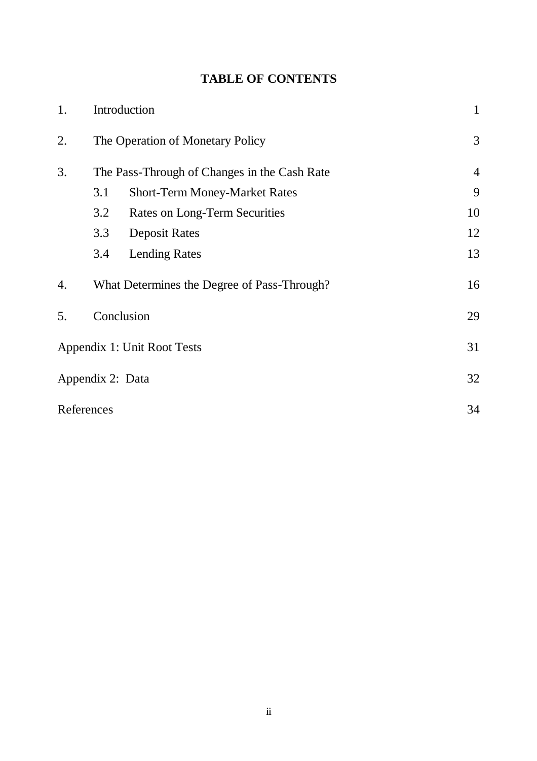# TABLE OF CONTENTS

| | | | |
|---|---|---|---|
| 1. | Introduction | | 1 |
| 2. | The Operation of Monetary Policy | | 3 |
| 3. | The Pass-Through of Changes in the Cash Rate | | 4 |
| | 3.1 | Short-Term Money-Market Rates | 9 |
| | 3.2 | Rates on Long-Term Securities | 10 |
| | 3.3 | Deposit Rates | 12 |
| | 3.4 | Lending Rates | 13 |
| 4. | What Determines the Degree of Pass-Through? | | 16 |
| 5. | Conclusion | | 29 |
| Appendix 1: Unit Root Tests | | | 31 |
| Appendix 2: Data | | | 32 |
| References | | | 34 |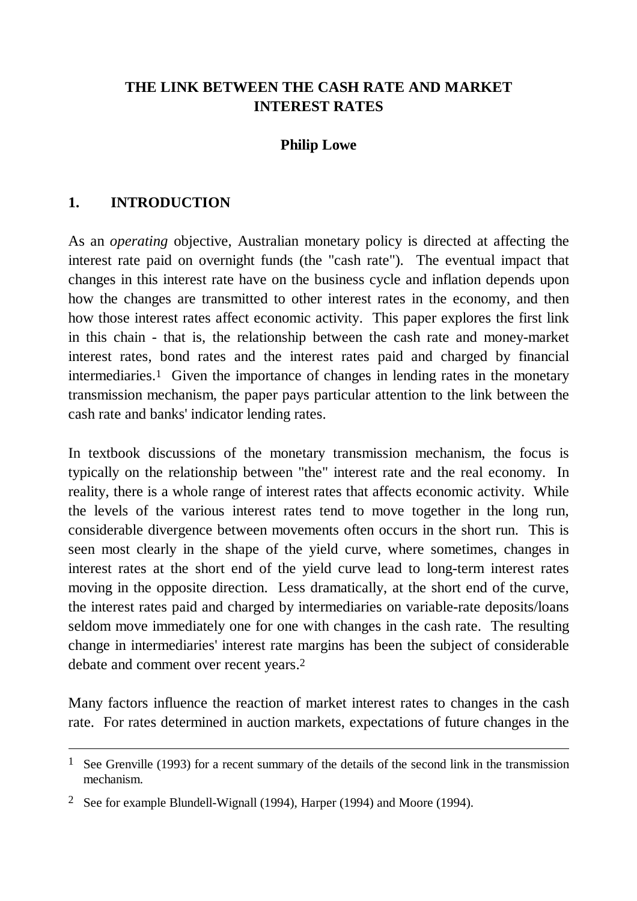# THE LINK BETWEEN THE CASH RATE AND MARKET INTEREST RATES

**Philip Lowe**

## 1. INTRODUCTION

As an *operating* objective, Australian monetary policy is directed at affecting the interest rate paid on overnight funds (the "cash rate"). The eventual impact that changes in this interest rate have on the business cycle and inflation depends upon how the changes are transmitted to other interest rates in the economy, and then how those interest rates affect economic activity. This paper explores the first link in this chain - that is, the relationship between the cash rate and money-market interest rates, bond rates and the interest rates paid and charged by financial intermediaries.[1] Given the importance of changes in lending rates in the monetary transmission mechanism, the paper pays particular attention to the link between the cash rate and banks' indicator lending rates.

In textbook discussions of the monetary transmission mechanism, the focus is typically on the relationship between "the" interest rate and the real economy. In reality, there is a whole range of interest rates that affects economic activity. While the levels of the various interest rates tend to move together in the long run, considerable divergence between movements often occurs in the short run. This is seen most clearly in the shape of the yield curve, where sometimes, changes in interest rates at the short end of the yield curve lead to long-term interest rates moving in the opposite direction. Less dramatically, at the short end of the curve, the interest rates paid and charged by intermediaries on variable-rate deposits/loans seldom move immediately one for one with changes in the cash rate. The resulting change in intermediaries' interest rate margins has been the subject of considerable debate and comment over recent years.[2]

Many factors influence the reaction of market interest rates to changes in the cash rate. For rates determined in auction markets, expectations of future changes in the

---

[1] See Grenville (1993) for a recent summary of the details of the second link in the transmission mechanism.

[2] See for example Blundell-Wignall (1994), Harper (1994) and Moore (1994).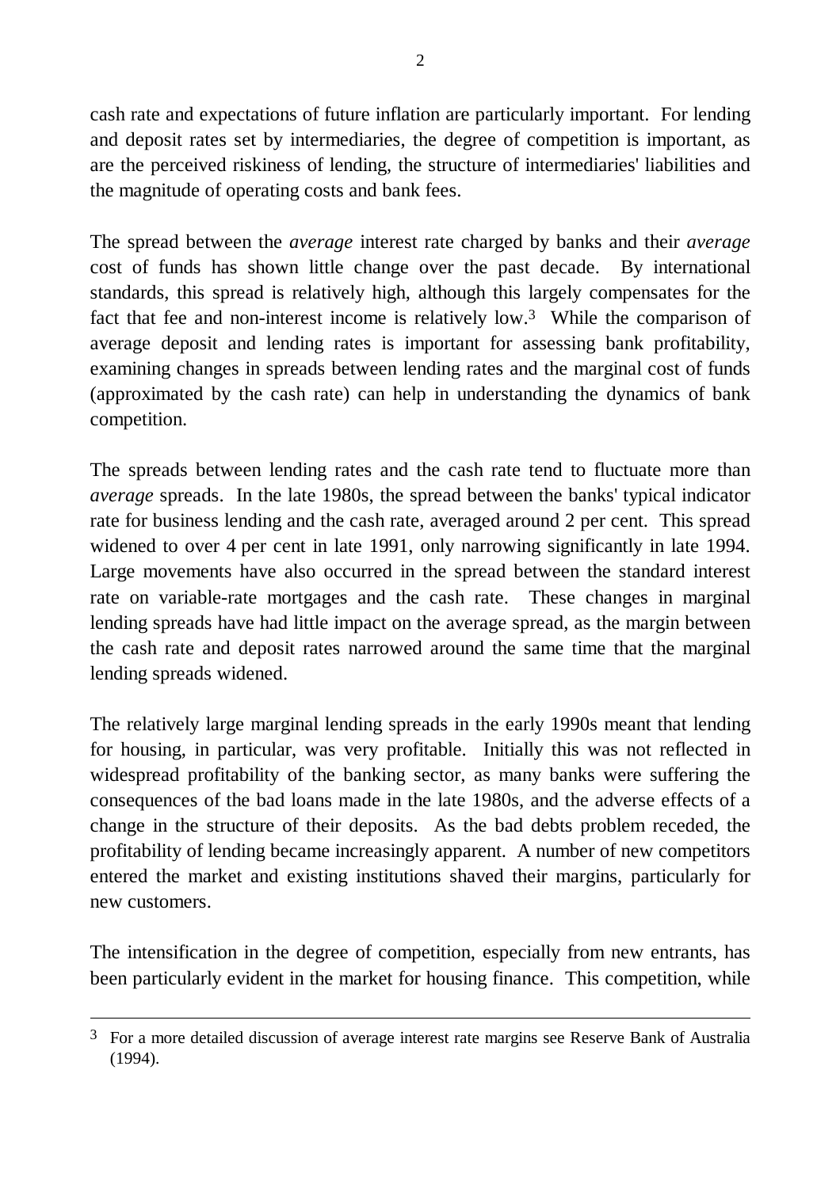cash rate and expectations of future inflation are particularly important. For lending and deposit rates set by intermediaries, the degree of competition is important, as are the perceived riskiness of lending, the structure of intermediaries' liabilities and the magnitude of operating costs and bank fees.

The spread between the *average* interest rate charged by banks and their *average* cost of funds has shown little change over the past decade. By international standards, this spread is relatively high, although this largely compensates for the fact that fee and non-interest income is relatively low.[3] While the comparison of average deposit and lending rates is important for assessing bank profitability, examining changes in spreads between lending rates and the marginal cost of funds (approximated by the cash rate) can help in understanding the dynamics of bank competition.

The spreads between lending rates and the cash rate tend to fluctuate more than *average* spreads. In the late 1980s, the spread between the banks' typical indicator rate for business lending and the cash rate, averaged around 2 per cent. This spread widened to over 4 per cent in late 1991, only narrowing significantly in late 1994. Large movements have also occurred in the spread between the standard interest rate on variable-rate mortgages and the cash rate. These changes in marginal lending spreads have had little impact on the average spread, as the margin between the cash rate and deposit rates narrowed around the same time that the marginal lending spreads widened.

The relatively large marginal lending spreads in the early 1990s meant that lending for housing, in particular, was very profitable. Initially this was not reflected in widespread profitability of the banking sector, as many banks were suffering the consequences of the bad loans made in the late 1980s, and the adverse effects of a change in the structure of their deposits. As the bad debts problem receded, the profitability of lending became increasingly apparent. A number of new competitors entered the market and existing institutions shaved their margins, particularly for new customers.

The intensification in the degree of competition, especially from new entrants, has been particularly evident in the market for housing finance. This competition, while

---

[3] For a more detailed discussion of average interest rate margins see Reserve Bank of Australia (1994).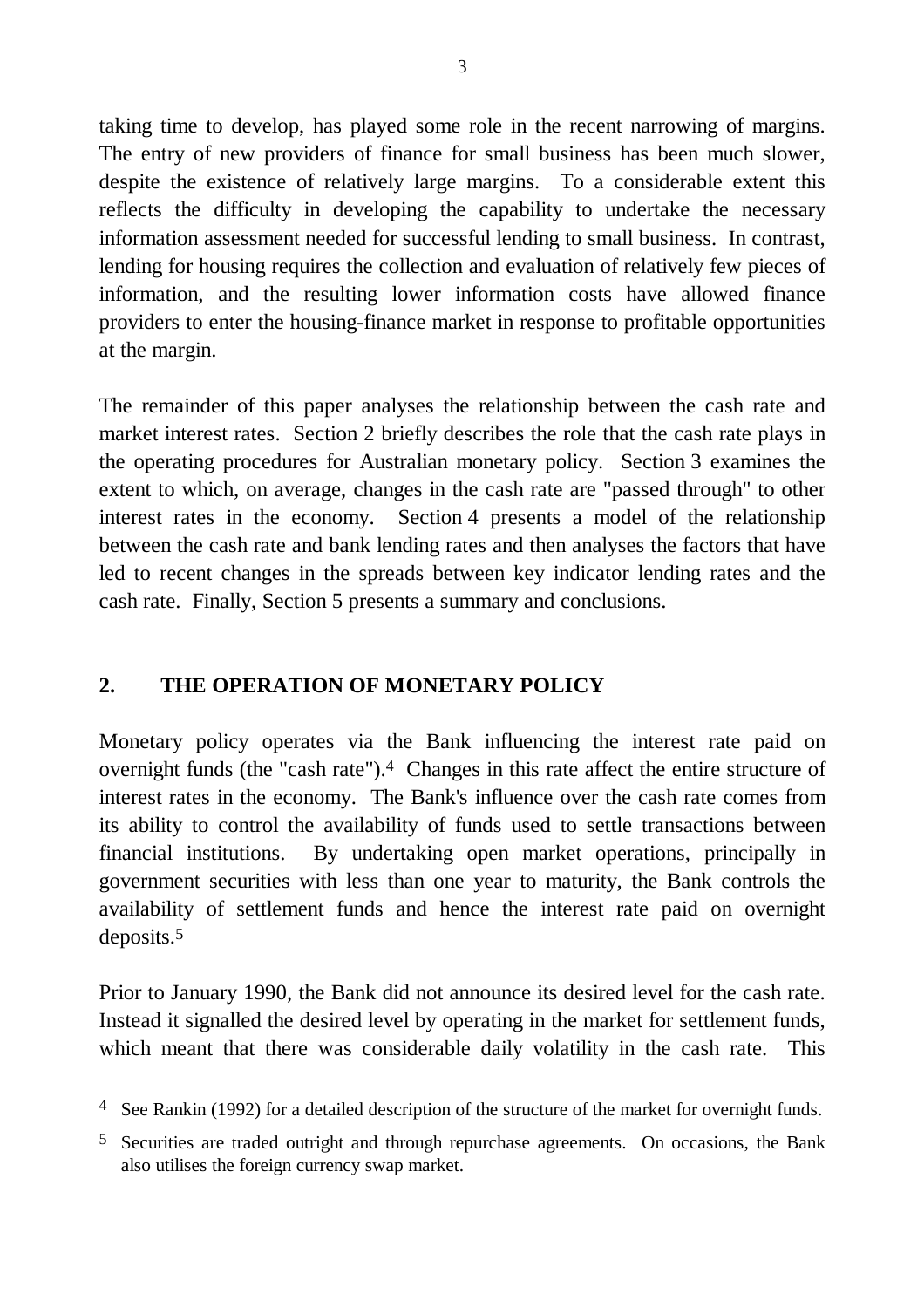taking time to develop, has played some role in the recent narrowing of margins. The entry of new providers of finance for small business has been much slower, despite the existence of relatively large margins. To a considerable extent this reflects the difficulty in developing the capability to undertake the necessary information assessment needed for successful lending to small business. In contrast, lending for housing requires the collection and evaluation of relatively few pieces of information, and the resulting lower information costs have allowed finance providers to enter the housing-finance market in response to profitable opportunities at the margin.

The remainder of this paper analyses the relationship between the cash rate and market interest rates. Section 2 briefly describes the role that the cash rate plays in the operating procedures for Australian monetary policy. Section 3 examines the extent to which, on average, changes in the cash rate are "passed through" to other interest rates in the economy. Section 4 presents a model of the relationship between the cash rate and bank lending rates and then analyses the factors that have led to recent changes in the spreads between key indicator lending rates and the cash rate. Finally, Section 5 presents a summary and conclusions.

## 2. THE OPERATION OF MONETARY POLICY

Monetary policy operates via the Bank influencing the interest rate paid on overnight funds (the "cash rate").[4] Changes in this rate affect the entire structure of interest rates in the economy. The Bank's influence over the cash rate comes from its ability to control the availability of funds used to settle transactions between financial institutions. By undertaking open market operations, principally in government securities with less than one year to maturity, the Bank controls the availability of settlement funds and hence the interest rate paid on overnight deposits.[5]

Prior to January 1990, the Bank did not announce its desired level for the cash rate. Instead it signalled the desired level by operating in the market for settlement funds, which meant that there was considerable daily volatility in the cash rate. This

---

[4] See Rankin (1992) for a detailed description of the structure of the market for overnight funds.

[5] Securities are traded outright and through repurchase agreements. On occasions, the Bank also utilises the foreign currency swap market.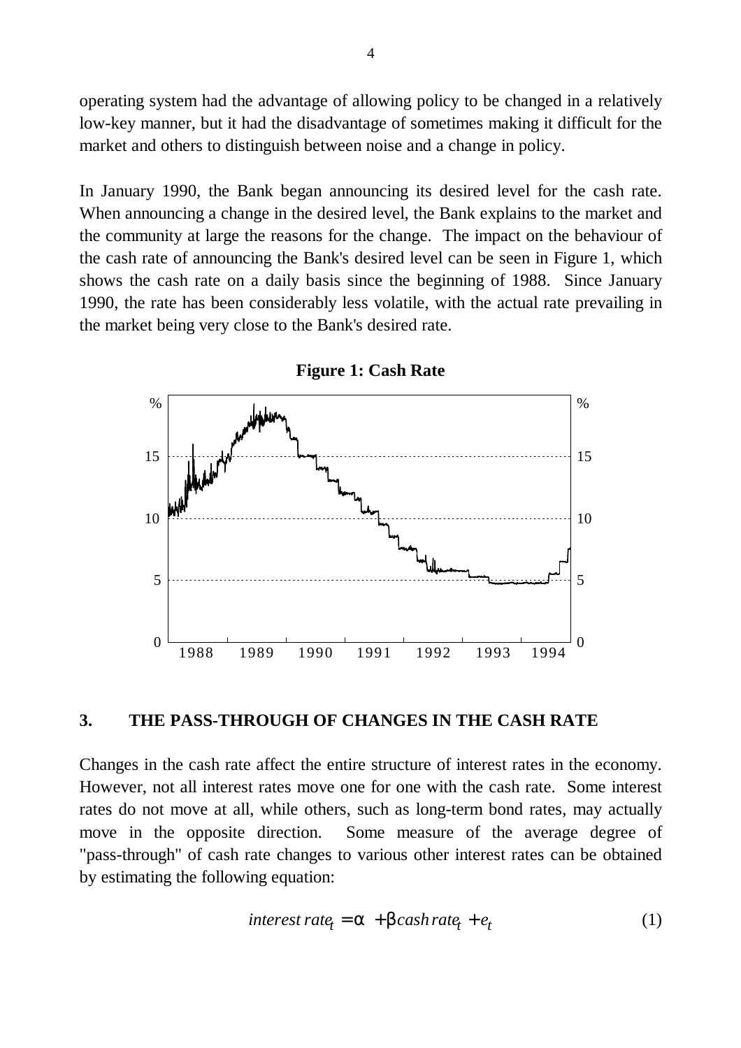operating system had the advantage of allowing policy to be changed in a relatively low-key manner, but it had the disadvantage of sometimes making it difficult for the market and others to distinguish between noise and a change in policy.

In January 1990, the Bank began announcing its desired level for the cash rate. When announcing a change in the desired level, the Bank explains to the market and the community at large the reasons for the change. The impact on the behaviour of the cash rate of announcing the Bank's desired level can be seen in Figure 1, which shows the cash rate on a daily basis since the beginning of 1988. Since January 1990, the rate has been considerably less volatile, with the actual rate prevailing in the market being very close to the Bank's desired rate.

**Figure 1: Cash Rate**

## 3. THE PASS-THROUGH OF CHANGES IN THE CASH RATE

Changes in the cash rate affect the entire structure of interest rates in the economy. However, not all interest rates move one for one with the cash rate. Some interest rates do not move at all, while others, such as long-term bond rates, may actually move in the opposite direction. Some measure of the average degree of "pass-through" of cash rate changes to various other interest rates can be obtained by estimating the following equation:

$$interest\ rate_t = \alpha + \beta\, cash\ rate_t + e_t \qquad (1)$$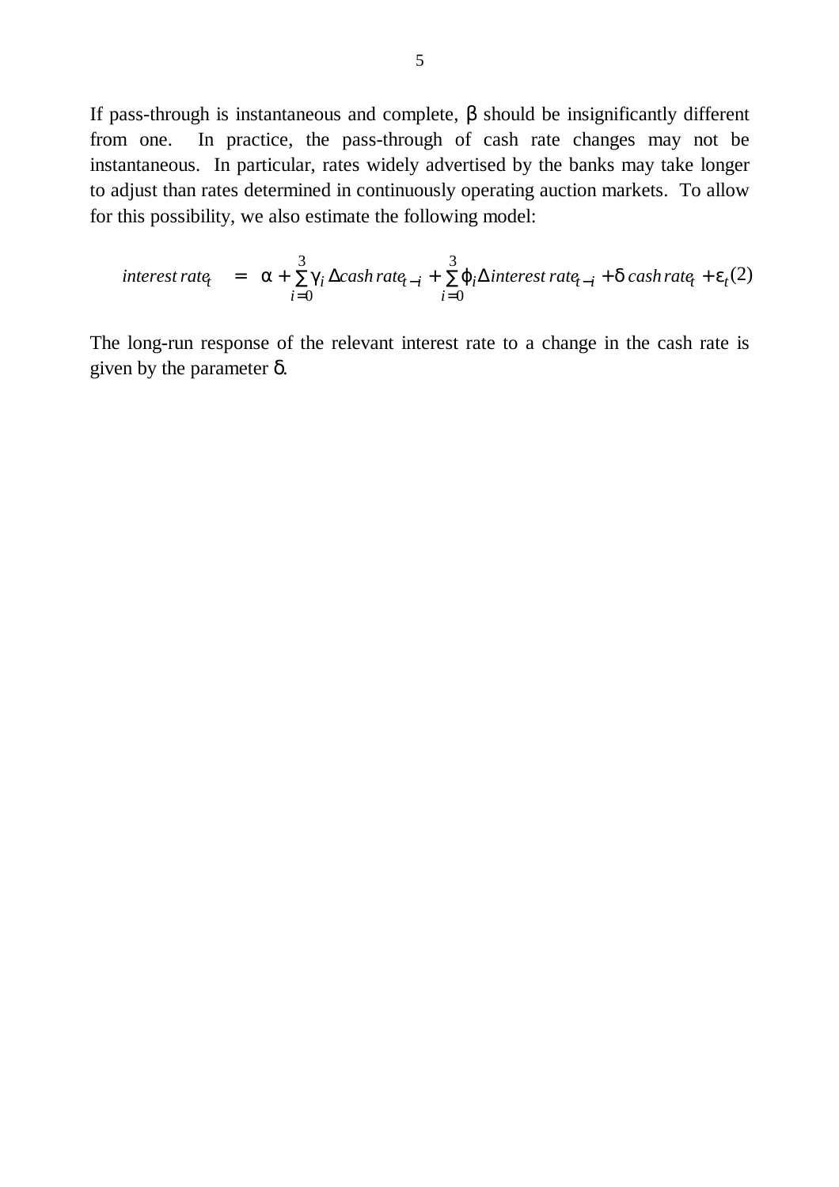If pass-through is instantaneous and complete, $\beta$ should be insignificantly different from one. In practice, the pass-through of cash rate changes may not be instantaneous. In particular, rates widely advertised by the banks may take longer to adjust than rates determined in continuously operating auction markets. To allow for this possibility, we also estimate the following model:

$$interest\ rate_t = \alpha + \sum_{i=0}^{3} \gamma_i \Delta cash\ rate_{t-i} + \sum_{i=0}^{3} \varphi_i \Delta interest\ rate_{t-i} + \delta\ cash\ rate_t + \varepsilon_t \quad (2)$$

The long-run response of the relevant interest rate to a change in the cash rate is given by the parameter $\delta$.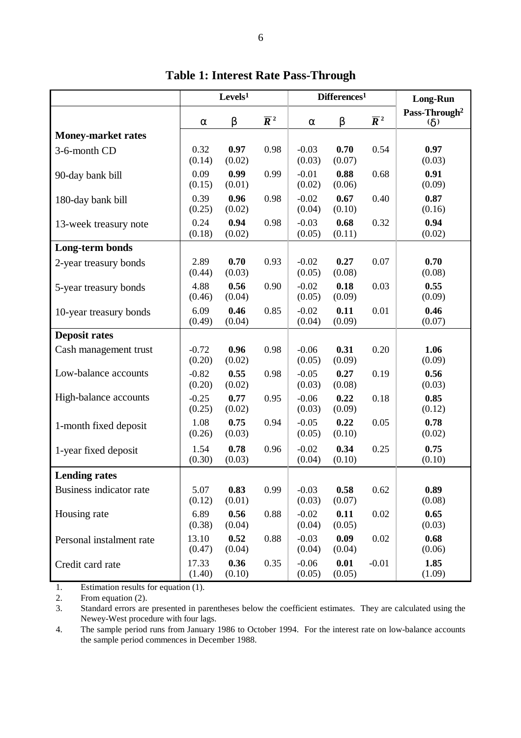# Table 1: Interest Rate Pass-Through

| | Levels[1] | | | Differences[1] | | | Long-Run Pass-Through[2] ($\delta$) |
|---|---|---|---|---|---|---|---|
| | $\alpha$ | $\beta$ | $\bar{R}^2$ | $\alpha$ | $\beta$ | $\bar{R}^2$ | |
| **Money-market rates** | | | | | | | |
| 3-6-month CD | 0.32 (0.14) | **0.97** (0.02) | 0.98 | -0.03 (0.03) | **0.70** (0.07) | 0.54 | **0.97** (0.03) |
| 90-day bank bill | 0.09 (0.15) | **0.99** (0.01) | 0.99 | -0.01 (0.02) | **0.88** (0.06) | 0.68 | **0.91** (0.09) |
| 180-day bank bill | 0.39 (0.25) | **0.96** (0.02) | 0.98 | -0.02 (0.04) | **0.67** (0.10) | 0.40 | **0.87** (0.16) |
| 13-week treasury note | 0.24 (0.18) | **0.94** (0.02) | 0.98 | -0.03 (0.05) | **0.68** (0.11) | 0.32 | **0.94** (0.02) |
| **Long-term bonds** | | | | | | | |
| 2-year treasury bonds | 2.89 (0.44) | **0.70** (0.03) | 0.93 | -0.02 (0.05) | **0.27** (0.08) | 0.07 | **0.70** (0.08) |
| 5-year treasury bonds | 4.88 (0.46) | **0.56** (0.04) | 0.90 | -0.02 (0.05) | **0.18** (0.09) | 0.03 | **0.55** (0.09) |
| 10-year treasury bonds | 6.09 (0.49) | **0.46** (0.04) | 0.85 | -0.02 (0.04) | **0.11** (0.09) | 0.01 | **0.46** (0.07) |
| **Deposit rates** | | | | | | | |
| Cash management trust | -0.72 (0.20) | **0.96** (0.02) | 0.98 | -0.06 (0.05) | **0.31** (0.09) | 0.20 | **1.06** (0.09) |
| Low-balance accounts | -0.82 (0.20) | **0.55** (0.02) | 0.98 | -0.05 (0.03) | **0.27** (0.08) | 0.19 | **0.56** (0.03) |
| High-balance accounts | -0.25 (0.25) | **0.77** (0.02) | 0.95 | -0.06 (0.03) | **0.22** (0.09) | 0.18 | **0.85** (0.12) |
| 1-month fixed deposit | 1.08 (0.26) | **0.75** (0.03) | 0.94 | -0.05 (0.05) | **0.22** (0.10) | 0.05 | **0.78** (0.02) |
| 1-year fixed deposit | 1.54 (0.30) | **0.78** (0.03) | 0.96 | -0.02 (0.04) | **0.34** (0.10) | 0.25 | **0.75** (0.10) |
| **Lending rates** | | | | | | | |
| Business indicator rate | 5.07 (0.12) | **0.83** (0.01) | 0.99 | -0.03 (0.03) | **0.58** (0.07) | 0.62 | **0.89** (0.08) |
| Housing rate | 6.89 (0.38) | **0.56** (0.04) | 0.88 | -0.02 (0.04) | **0.11** (0.05) | 0.02 | **0.65** (0.03) |
| Personal instalment rate | 13.10 (0.47) | **0.52** (0.04) | 0.88 | -0.03 (0.04) | **0.09** (0.04) | 0.02 | **0.68** (0.06) |
| Credit card rate | 17.33 (1.40) | **0.36** (0.10) | 0.35 | -0.06 (0.05) | **0.01** (0.05) | -0.01 | **1.85** (1.09) |

1. Estimation results for equation (1).
2. From equation (2).
3. Standard errors are presented in parentheses below the coefficient estimates. They are calculated using the Newey-West procedure with four lags.
4. The sample period runs from January 1986 to October 1994. For the interest rate on low-balance accounts the sample period commences in December 1988.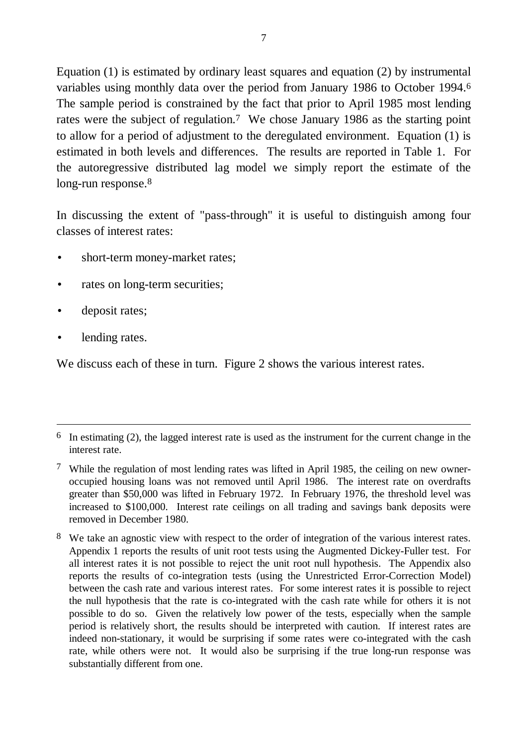Equation (1) is estimated by ordinary least squares and equation (2) by instrumental variables using monthly data over the period from January 1986 to October 1994.[6] The sample period is constrained by the fact that prior to April 1985 most lending rates were the subject of regulation.[7] We chose January 1986 as the starting point to allow for a period of adjustment to the deregulated environment. Equation (1) is estimated in both levels and differences. The results are reported in Table 1. For the autoregressive distributed lag model we simply report the estimate of the long-run response.[8]

In discussing the extent of "pass-through" it is useful to distinguish among four classes of interest rates:

- short-term money-market rates;
- rates on long-term securities;
- deposit rates;
- lending rates.

We discuss each of these in turn. Figure 2 shows the various interest rates.

---

[6] In estimating (2), the lagged interest rate is used as the instrument for the current change in the interest rate.

[7] While the regulation of most lending rates was lifted in April 1985, the ceiling on new owner-occupied housing loans was not removed until April 1986. The interest rate on overdrafts greater than $50,000 was lifted in February 1972. In February 1976, the threshold level was increased to $100,000. Interest rate ceilings on all trading and savings bank deposits were removed in December 1980.

[8] We take an agnostic view with respect to the order of integration of the various interest rates. Appendix 1 reports the results of unit root tests using the Augmented Dickey-Fuller test. For all interest rates it is not possible to reject the unit root null hypothesis. The Appendix also reports the results of co-integration tests (using the Unrestricted Error-Correction Model) between the cash rate and various interest rates. For some interest rates it is possible to reject the null hypothesis that the rate is co-integrated with the cash rate while for others it is not possible to do so. Given the relatively low power of the tests, especially when the sample period is relatively short, the results should be interpreted with caution. If interest rates are indeed non-stationary, it would be surprising if some rates were co-integrated with the cash rate, while others were not. It would also be surprising if the true long-run response was substantially different from one.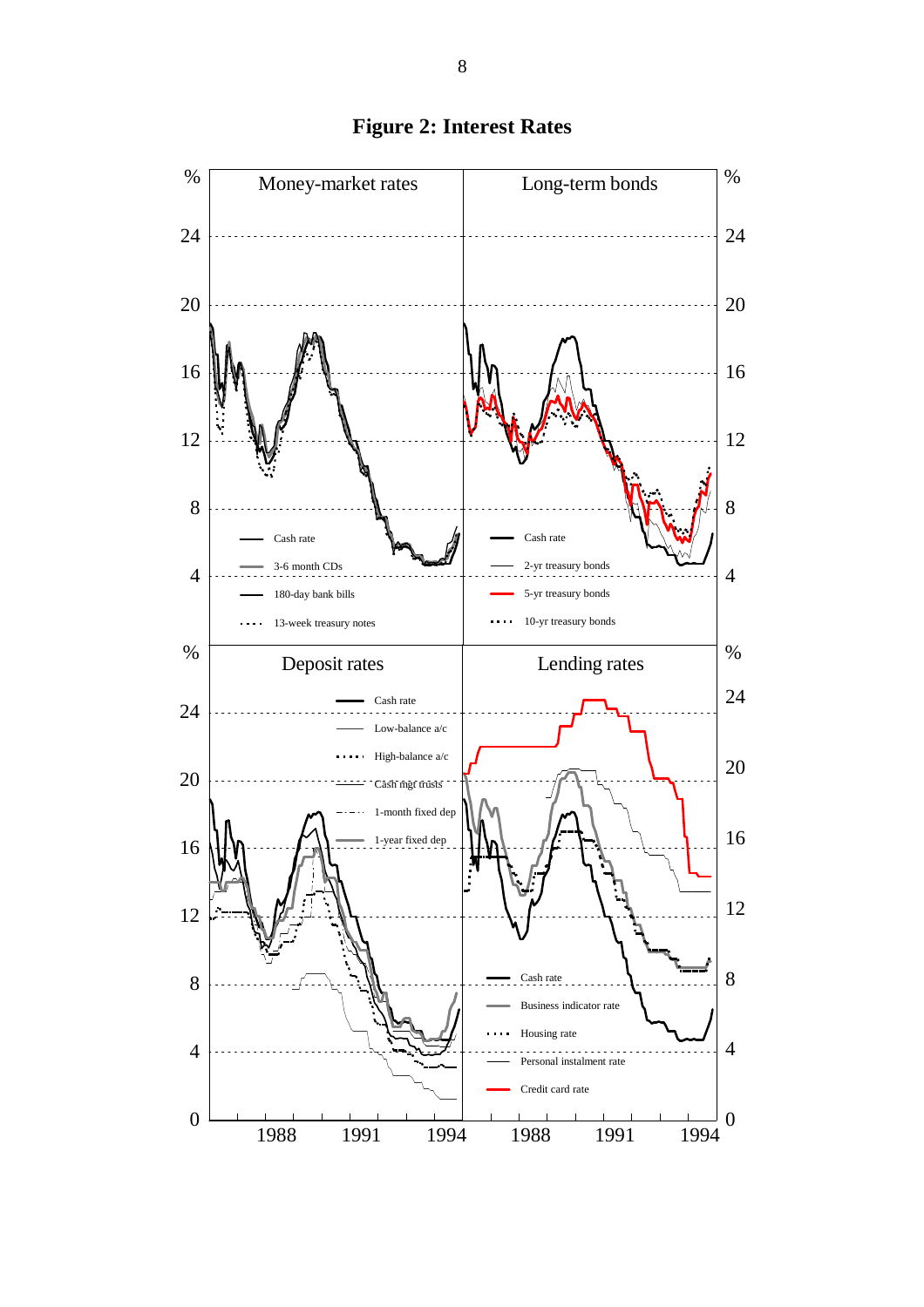**Figure 2: Interest Rates**

Money-market rates

Cash rate
3-6 month CDs
180-day bank bills
13-week treasury notes

Long-term bonds

Cash rate
2-yr treasury bonds
5-yr treasury bonds
10-yr treasury bonds

Deposit rates

Cash rate
Low-balance a/c
High-balance a/c
Cash mgt trusts
1-month fixed dep
1-year fixed dep

Lending rates

Cash rate
Business indicator rate
Housing rate
Personal instalment rate
Credit card rate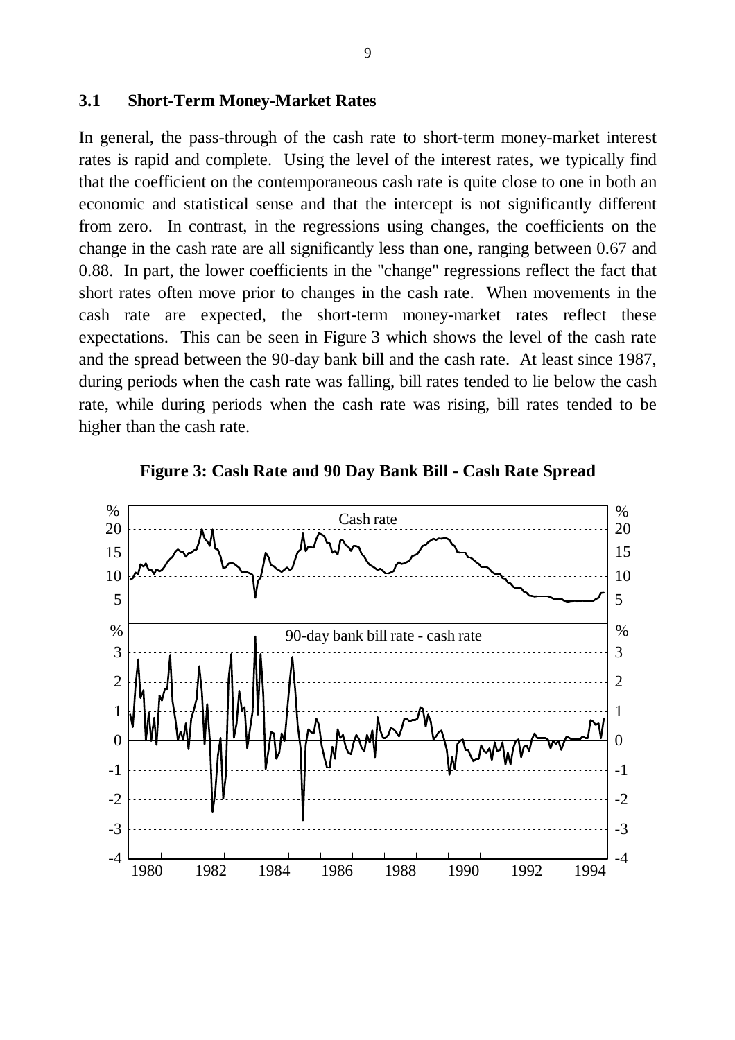### 3.1 Short-Term Money-Market Rates

In general, the pass-through of the cash rate to short-term money-market interest rates is rapid and complete. Using the level of the interest rates, we typically find that the coefficient on the contemporaneous cash rate is quite close to one in both an economic and statistical sense and that the intercept is not significantly different from zero. In contrast, in the regressions using changes, the coefficients on the change in the cash rate are all significantly less than one, ranging between 0.67 and 0.88. In part, the lower coefficients in the "change" regressions reflect the fact that short rates often move prior to changes in the cash rate. When movements in the cash rate are expected, the short-term money-market rates reflect these expectations. This can be seen in Figure 3 which shows the level of the cash rate and the spread between the 90-day bank bill and the cash rate. At least since 1987, during periods when the cash rate was falling, bill rates tended to lie below the cash rate, while during periods when the cash rate was rising, bill rates tended to be higher than the cash rate.

**Figure 3: Cash Rate and 90 Day Bank Bill - Cash Rate Spread**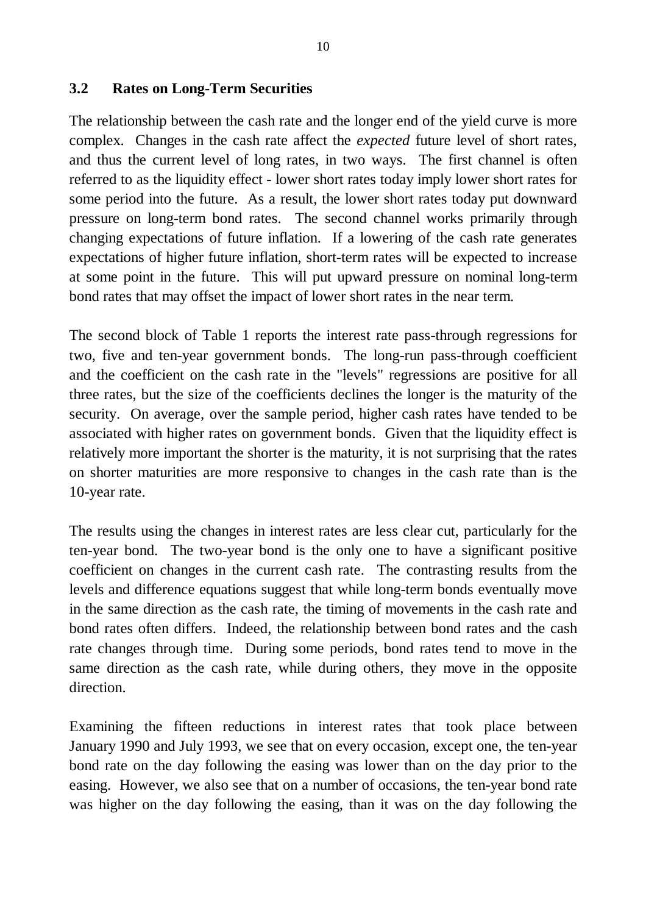## 3.2 Rates on Long-Term Securities

The relationship between the cash rate and the longer end of the yield curve is more complex. Changes in the cash rate affect the *expected* future level of short rates, and thus the current level of long rates, in two ways. The first channel is often referred to as the liquidity effect - lower short rates today imply lower short rates for some period into the future. As a result, the lower short rates today put downward pressure on long-term bond rates. The second channel works primarily through changing expectations of future inflation. If a lowering of the cash rate generates expectations of higher future inflation, short-term rates will be expected to increase at some point in the future. This will put upward pressure on nominal long-term bond rates that may offset the impact of lower short rates in the near term.

The second block of Table 1 reports the interest rate pass-through regressions for two, five and ten-year government bonds. The long-run pass-through coefficient and the coefficient on the cash rate in the "levels" regressions are positive for all three rates, but the size of the coefficients declines the longer is the maturity of the security. On average, over the sample period, higher cash rates have tended to be associated with higher rates on government bonds. Given that the liquidity effect is relatively more important the shorter is the maturity, it is not surprising that the rates on shorter maturities are more responsive to changes in the cash rate than is the 10-year rate.

The results using the changes in interest rates are less clear cut, particularly for the ten-year bond. The two-year bond is the only one to have a significant positive coefficient on changes in the current cash rate. The contrasting results from the levels and difference equations suggest that while long-term bonds eventually move in the same direction as the cash rate, the timing of movements in the cash rate and bond rates often differs. Indeed, the relationship between bond rates and the cash rate changes through time. During some periods, bond rates tend to move in the same direction as the cash rate, while during others, they move in the opposite direction.

Examining the fifteen reductions in interest rates that took place between January 1990 and July 1993, we see that on every occasion, except one, the ten-year bond rate on the day following the easing was lower than on the day prior to the easing. However, we also see that on a number of occasions, the ten-year bond rate was higher on the day following the easing, than it was on the day following the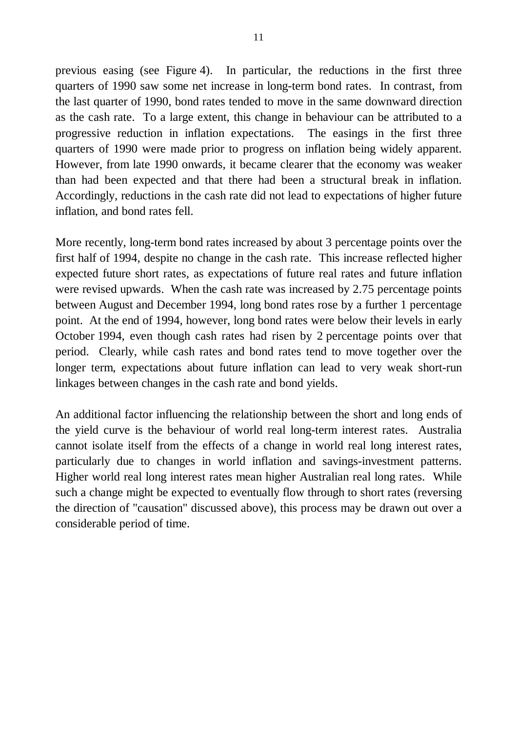previous easing (see Figure 4). In particular, the reductions in the first three quarters of 1990 saw some net increase in long-term bond rates. In contrast, from the last quarter of 1990, bond rates tended to move in the same downward direction as the cash rate. To a large extent, this change in behaviour can be attributed to a progressive reduction in inflation expectations. The easings in the first three quarters of 1990 were made prior to progress on inflation being widely apparent. However, from late 1990 onwards, it became clearer that the economy was weaker than had been expected and that there had been a structural break in inflation. Accordingly, reductions in the cash rate did not lead to expectations of higher future inflation, and bond rates fell.

More recently, long-term bond rates increased by about 3 percentage points over the first half of 1994, despite no change in the cash rate. This increase reflected higher expected future short rates, as expectations of future real rates and future inflation were revised upwards. When the cash rate was increased by 2.75 percentage points between August and December 1994, long bond rates rose by a further 1 percentage point. At the end of 1994, however, long bond rates were below their levels in early October 1994, even though cash rates had risen by 2 percentage points over that period. Clearly, while cash rates and bond rates tend to move together over the longer term, expectations about future inflation can lead to very weak short-run linkages between changes in the cash rate and bond yields.

An additional factor influencing the relationship between the short and long ends of the yield curve is the behaviour of world real long-term interest rates. Australia cannot isolate itself from the effects of a change in world real long interest rates, particularly due to changes in world inflation and savings-investment patterns. Higher world real long interest rates mean higher Australian real long rates. While such a change might be expected to eventually flow through to short rates (reversing the direction of "causation" discussed above), this process may be drawn out over a considerable period of time.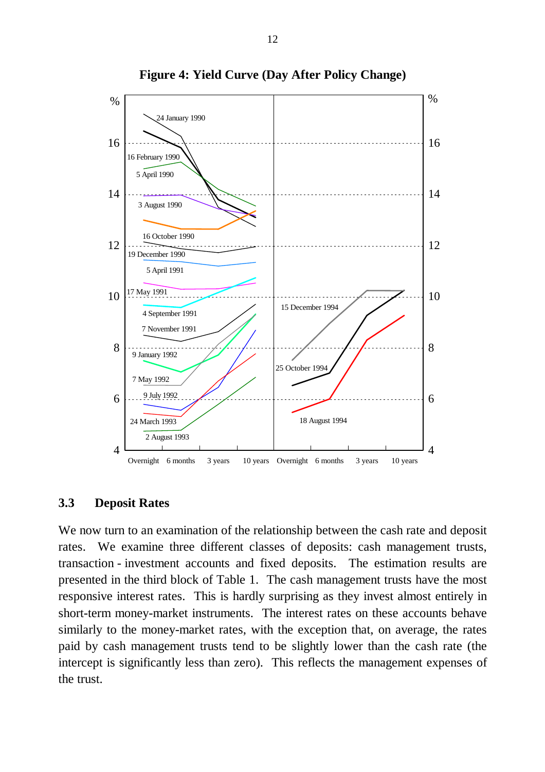**Figure 4: Yield Curve (Day After Policy Change)**

### 3.3 Deposit Rates

We now turn to an examination of the relationship between the cash rate and deposit rates. We examine three different classes of deposits: cash management trusts, transaction - investment accounts and fixed deposits. The estimation results are presented in the third block of Table 1. The cash management trusts have the most responsive interest rates. This is hardly surprising as they invest almost entirely in short-term money-market instruments. The interest rates on these accounts behave similarly to the money-market rates, with the exception that, on average, the rates paid by cash management trusts tend to be slightly lower than the cash rate (the intercept is significantly less than zero). This reflects the management expenses of the trust.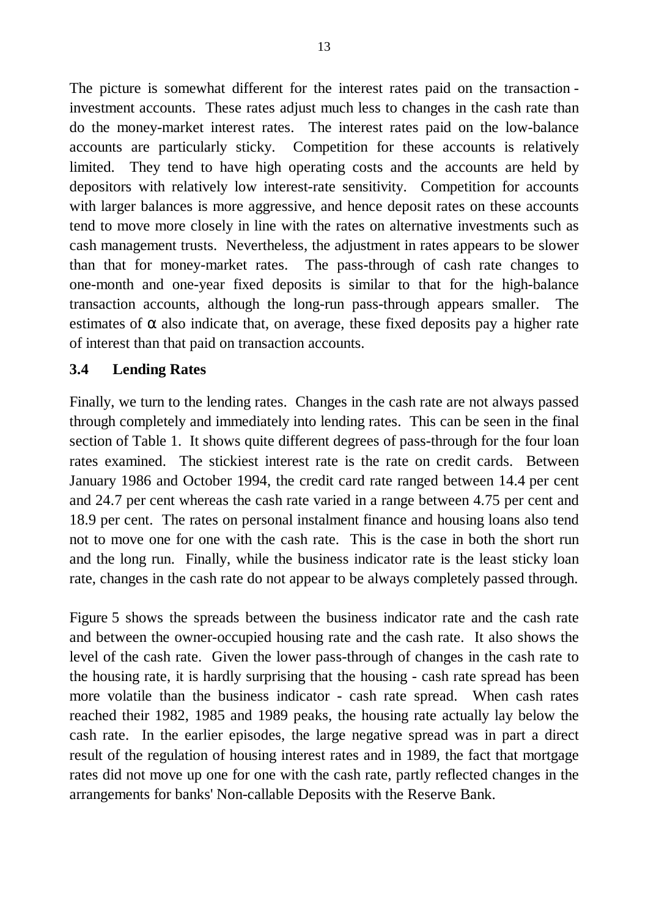The picture is somewhat different for the interest rates paid on the transaction - investment accounts. These rates adjust much less to changes in the cash rate than do the money-market interest rates. The interest rates paid on the low-balance accounts are particularly sticky. Competition for these accounts is relatively limited. They tend to have high operating costs and the accounts are held by depositors with relatively low interest-rate sensitivity. Competition for accounts with larger balances is more aggressive, and hence deposit rates on these accounts tend to move more closely in line with the rates on alternative investments such as cash management trusts. Nevertheless, the adjustment in rates appears to be slower than that for money-market rates. The pass-through of cash rate changes to one-month and one-year fixed deposits is similar to that for the high-balance transaction accounts, although the long-run pass-through appears smaller. The estimates of $\alpha$ also indicate that, on average, these fixed deposits pay a higher rate of interest than that paid on transaction accounts.

### 3.4 Lending Rates

Finally, we turn to the lending rates. Changes in the cash rate are not always passed through completely and immediately into lending rates. This can be seen in the final section of Table 1. It shows quite different degrees of pass-through for the four loan rates examined. The stickiest interest rate is the rate on credit cards. Between January 1986 and October 1994, the credit card rate ranged between 14.4 per cent and 24.7 per cent whereas the cash rate varied in a range between 4.75 per cent and 18.9 per cent. The rates on personal instalment finance and housing loans also tend not to move one for one with the cash rate. This is the case in both the short run and the long run. Finally, while the business indicator rate is the least sticky loan rate, changes in the cash rate do not appear to be always completely passed through.

Figure 5 shows the spreads between the business indicator rate and the cash rate and between the owner-occupied housing rate and the cash rate. It also shows the level of the cash rate. Given the lower pass-through of changes in the cash rate to the housing rate, it is hardly surprising that the housing - cash rate spread has been more volatile than the business indicator - cash rate spread. When cash rates reached their 1982, 1985 and 1989 peaks, the housing rate actually lay below the cash rate. In the earlier episodes, the large negative spread was in part a direct result of the regulation of housing interest rates and in 1989, the fact that mortgage rates did not move up one for one with the cash rate, partly reflected changes in the arrangements for banks' Non-callable Deposits with the Reserve Bank.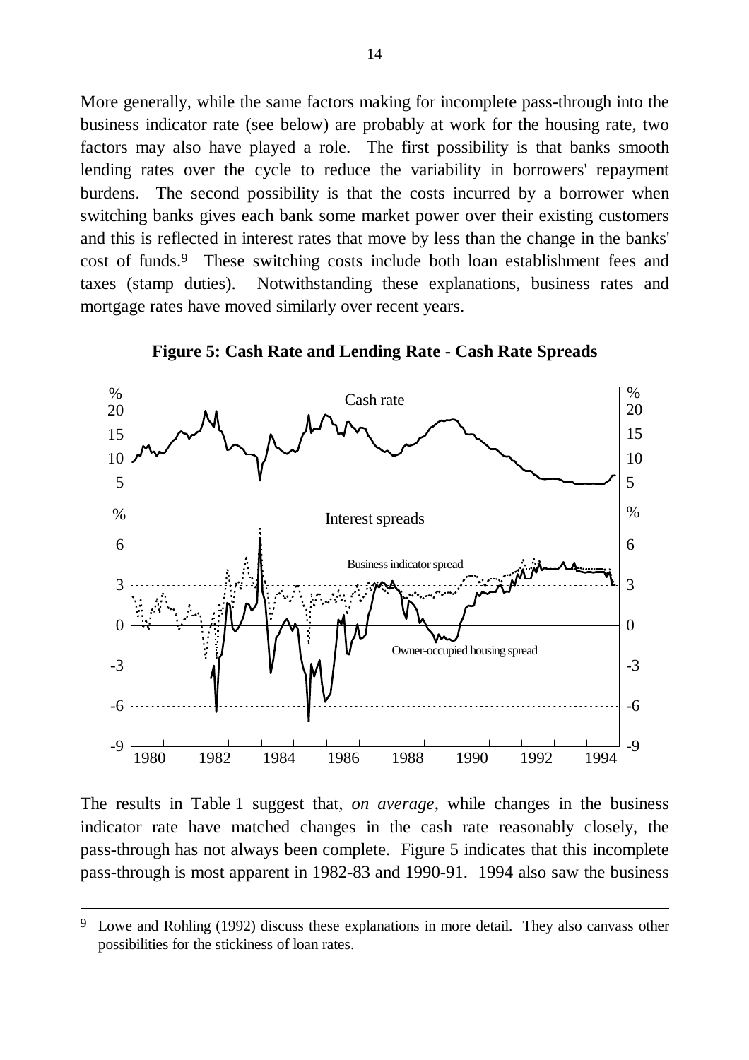More generally, while the same factors making for incomplete pass-through into the business indicator rate (see below) are probably at work for the housing rate, two factors may also have played a role. The first possibility is that banks smooth lending rates over the cycle to reduce the variability in borrowers' repayment burdens. The second possibility is that the costs incurred by a borrower when switching banks gives each bank some market power over their existing customers and this is reflected in interest rates that move by less than the change in the banks' cost of funds.[9] These switching costs include both loan establishment fees and taxes (stamp duties). Notwithstanding these explanations, business rates and mortgage rates have moved similarly over recent years.

**Figure 5: Cash Rate and Lending Rate - Cash Rate Spreads**

The results in Table 1 suggest that, *on average*, while changes in the business indicator rate have matched changes in the cash rate reasonably closely, the pass-through has not always been complete. Figure 5 indicates that this incomplete pass-through is most apparent in 1982-83 and 1990-91. 1994 also saw the business

---

[9] Lowe and Rohling (1992) discuss these explanations in more detail. They also canvass other possibilities for the stickiness of loan rates.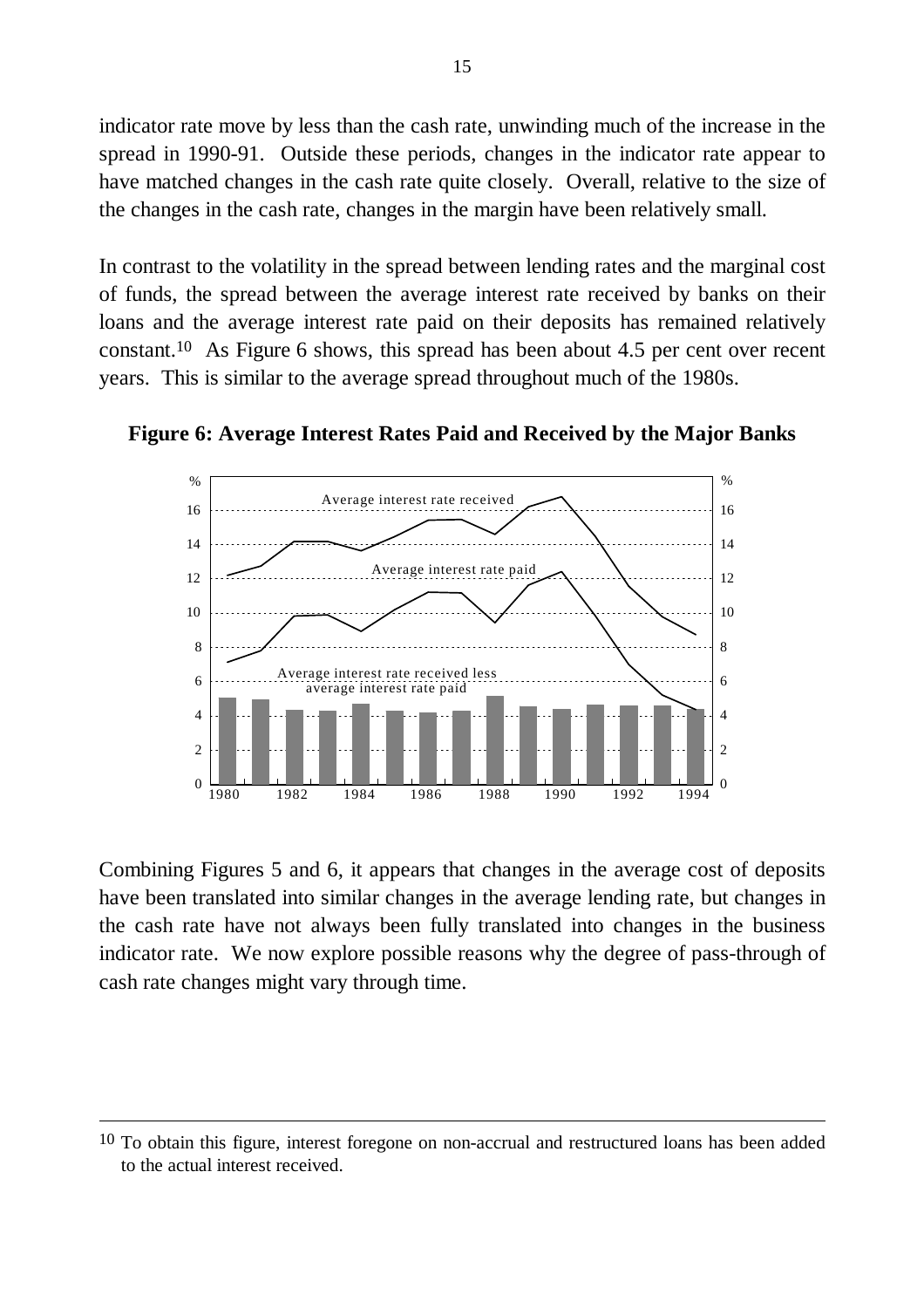indicator rate move by less than the cash rate, unwinding much of the increase in the spread in 1990-91. Outside these periods, changes in the indicator rate appear to have matched changes in the cash rate quite closely. Overall, relative to the size of the changes in the cash rate, changes in the margin have been relatively small.

In contrast to the volatility in the spread between lending rates and the marginal cost of funds, the spread between the average interest rate received by banks on their loans and the average interest rate paid on their deposits has remained relatively constant.[10] As Figure 6 shows, this spread has been about 4.5 per cent over recent years. This is similar to the average spread throughout much of the 1980s.

**Figure 6: Average Interest Rates Paid and Received by the Major Banks**

Combining Figures 5 and 6, it appears that changes in the average cost of deposits have been translated into similar changes in the average lending rate, but changes in the cash rate have not always been fully translated into changes in the business indicator rate. We now explore possible reasons why the degree of pass-through of cash rate changes might vary through time.

---

[10] To obtain this figure, interest foregone on non-accrual and restructured loans has been added to the actual interest received.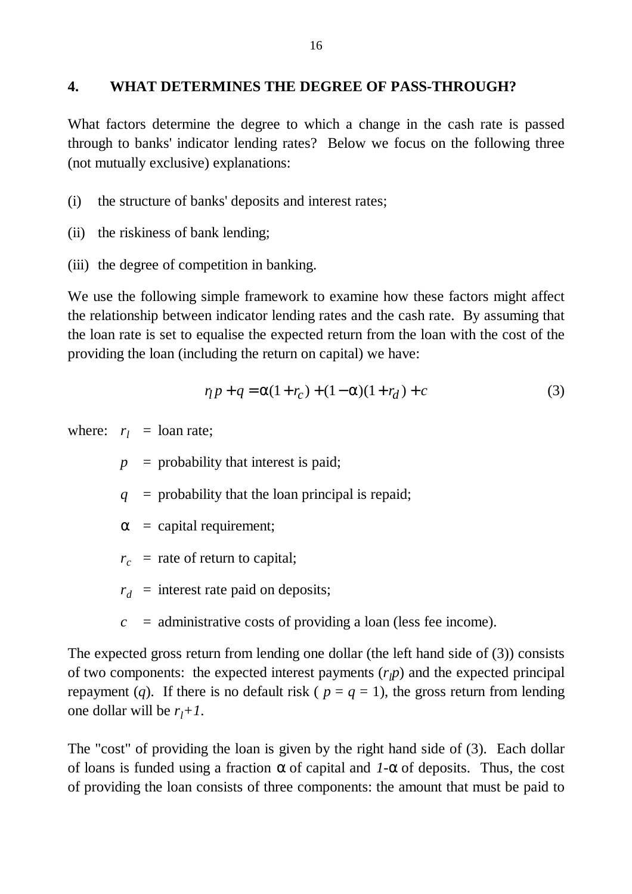## 4. WHAT DETERMINES THE DEGREE OF PASS-THROUGH?

What factors determine the degree to which a change in the cash rate is passed through to banks' indicator lending rates? Below we focus on the following three (not mutually exclusive) explanations:

(i) the structure of banks' deposits and interest rates;

(ii) the riskiness of bank lending;

(iii) the degree of competition in banking.

We use the following simple framework to examine how these factors might affect the relationship between indicator lending rates and the cash rate. By assuming that the loan rate is set to equalise the expected return from the loan with the cost of the providing the loan (including the return on capital) we have:

$$r_l p + q = \alpha(1 + r_c) + (1 - \alpha)(1 + r_d) + c \tag{3}$$

where:
- $r_l$ = loan rate;
- $p$ = probability that interest is paid;
- $q$ = probability that the loan principal is repaid;
- $\alpha$ = capital requirement;
- $r_c$ = rate of return to capital;
- $r_d$ = interest rate paid on deposits;
- $c$ = administrative costs of providing a loan (less fee income).

The expected gross return from lending one dollar (the left hand side of (3)) consists of two components: the expected interest payments ($r_l p$) and the expected principal repayment ($q$). If there is no default risk ( $p = q = 1$), the gross return from lending one dollar will be $r_l + 1$.

The "cost" of providing the loan is given by the right hand side of (3). Each dollar of loans is funded using a fraction $\alpha$ of capital and $1$-$\alpha$ of deposits. Thus, the cost of providing the loan consists of three components: the amount that must be paid to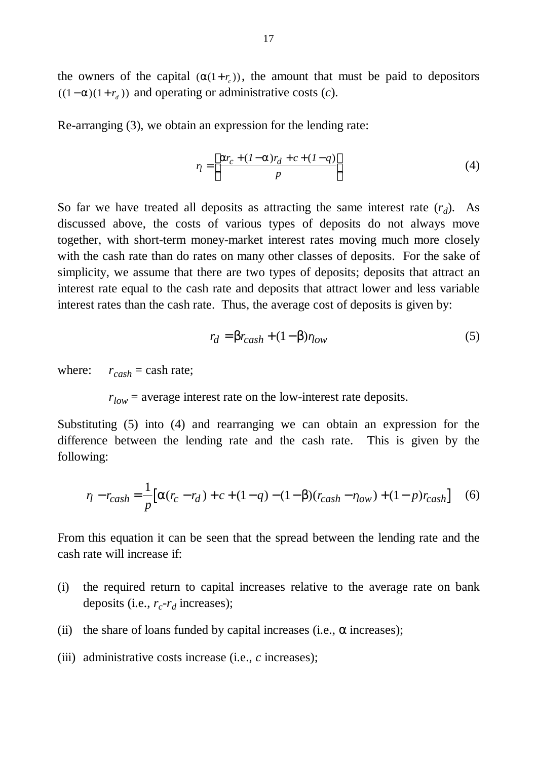the owners of the capital $(\alpha(1+r_c))$, the amount that must be paid to depositors $((1-\alpha)(1+r_d))$ and operating or administrative costs ($c$).

Re-arranging (3), we obtain an expression for the lending rate:

$$r_l = \left[\frac{\alpha r_c + (1-\alpha)r_d + c + (1-q)}{p}\right] \tag{4}$$

So far we have treated all deposits as attracting the same interest rate ($r_d$). As discussed above, the costs of various types of deposits do not always move together, with short-term money-market interest rates moving much more closely with the cash rate than do rates on many other classes of deposits. For the sake of simplicity, we assume that there are two types of deposits; deposits that attract an interest rate equal to the cash rate and deposits that attract lower and less variable interest rates than the cash rate. Thus, the average cost of deposits is given by:

$$r_d = \beta r_{cash} + (1-\beta)r_{low} \tag{5}$$

where: $r_{cash}$ = cash rate;

$r_{low}$ = average interest rate on the low-interest rate deposits.

Substituting (5) into (4) and rearranging we can obtain an expression for the difference between the lending rate and the cash rate. This is given by the following:

$$r_l - r_{cash} = \frac{1}{p}\left[\alpha(r_c - r_d) + c + (1-q) - (1-\beta)(r_{cash} - r_{low}) + (1-p)r_{cash}\right] \tag{6}$$

From this equation it can be seen that the spread between the lending rate and the cash rate will increase if:

(i) the required return to capital increases relative to the average rate on bank deposits (i.e., $r_c$-$r_d$ increases);

(ii) the share of loans funded by capital increases (i.e., $\alpha$ increases);

(iii) administrative costs increase (i.e., $c$ increases);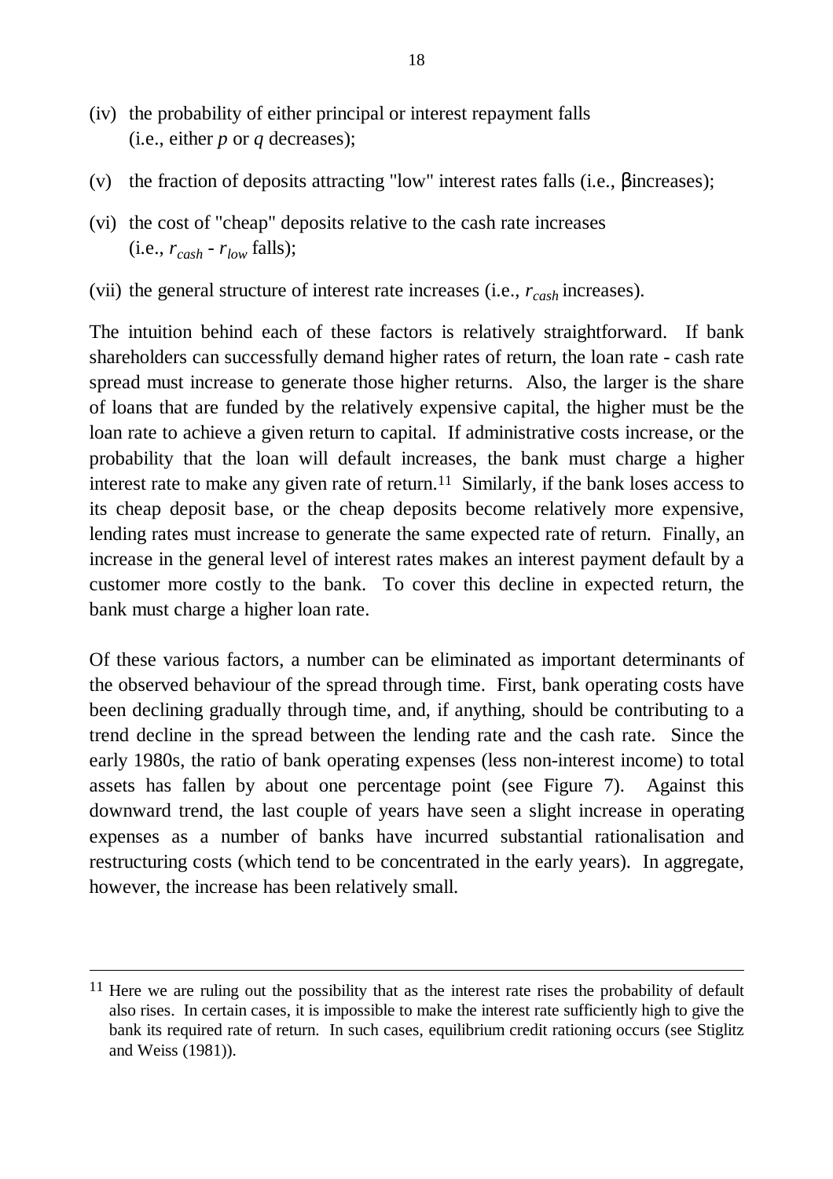(iv) the probability of either principal or interest repayment falls (i.e., either $p$ or $q$ decreases);

(v) the fraction of deposits attracting "low" interest rates falls (i.e., $\beta$ increases);

(vi) the cost of "cheap" deposits relative to the cash rate increases (i.e., $r_{cash} - r_{low}$ falls);

(vii) the general structure of interest rate increases (i.e., $r_{cash}$ increases).

The intuition behind each of these factors is relatively straightforward. If bank shareholders can successfully demand higher rates of return, the loan rate - cash rate spread must increase to generate those higher returns. Also, the larger is the share of loans that are funded by the relatively expensive capital, the higher must be the loan rate to achieve a given return to capital. If administrative costs increase, or the probability that the loan will default increases, the bank must charge a higher interest rate to make any given rate of return.[11] Similarly, if the bank loses access to its cheap deposit base, or the cheap deposits become relatively more expensive, lending rates must increase to generate the same expected rate of return. Finally, an increase in the general level of interest rates makes an interest payment default by a customer more costly to the bank. To cover this decline in expected return, the bank must charge a higher loan rate.

Of these various factors, a number can be eliminated as important determinants of the observed behaviour of the spread through time. First, bank operating costs have been declining gradually through time, and, if anything, should be contributing to a trend decline in the spread between the lending rate and the cash rate. Since the early 1980s, the ratio of bank operating expenses (less non-interest income) to total assets has fallen by about one percentage point (see Figure 7). Against this downward trend, the last couple of years have seen a slight increase in operating expenses as a number of banks have incurred substantial rationalisation and restructuring costs (which tend to be concentrated in the early years). In aggregate, however, the increase has been relatively small.

---

[11] Here we are ruling out the possibility that as the interest rate rises the probability of default also rises. In certain cases, it is impossible to make the interest rate sufficiently high to give the bank its required rate of return. In such cases, equilibrium credit rationing occurs (see Stiglitz and Weiss (1981)).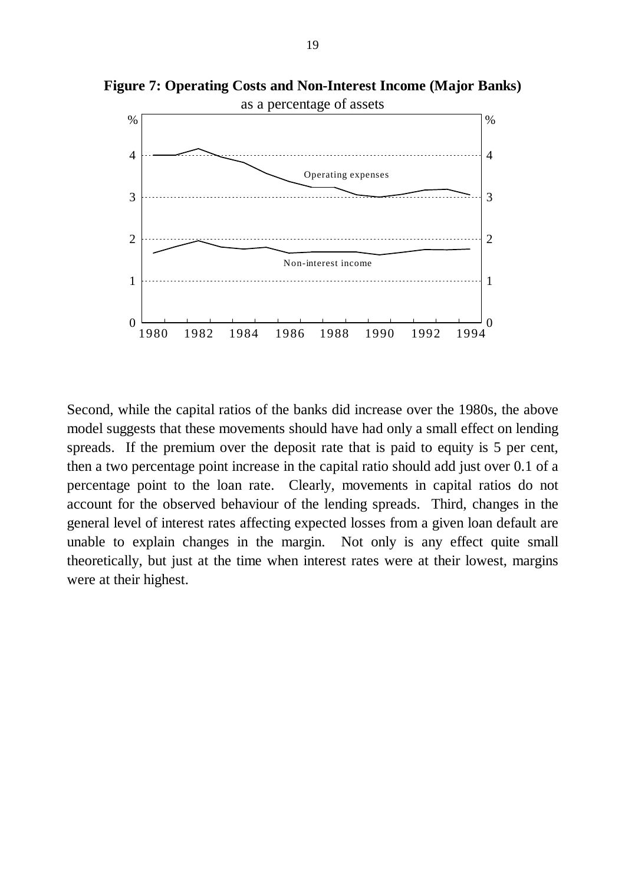**Figure 7: Operating Costs and Non-Interest Income (Major Banks)**

as a percentage of assets

Second, while the capital ratios of the banks did increase over the 1980s, the above model suggests that these movements should have had only a small effect on lending spreads. If the premium over the deposit rate that is paid to equity is 5 per cent, then a two percentage point increase in the capital ratio should add just over 0.1 of a percentage point to the loan rate. Clearly, movements in capital ratios do not account for the observed behaviour of the lending spreads. Third, changes in the general level of interest rates affecting expected losses from a given loan default are unable to explain changes in the margin. Not only is any effect quite small theoretically, but just at the time when interest rates were at their lowest, margins were at their highest.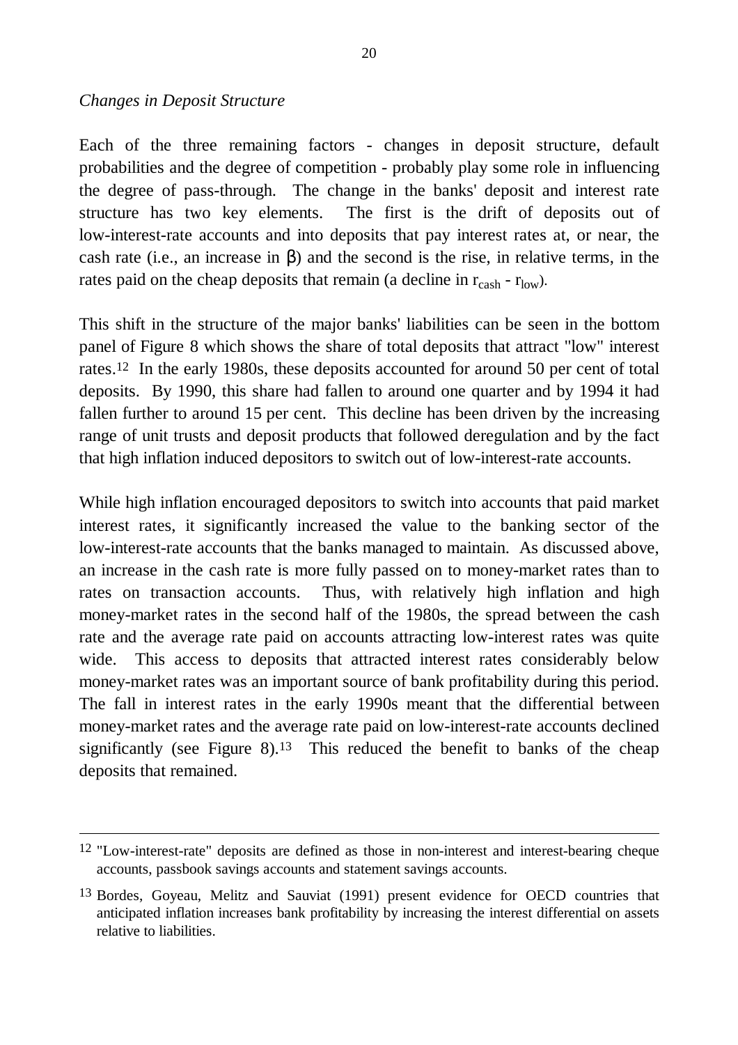*Changes in Deposit Structure*

Each of the three remaining factors - changes in deposit structure, default probabilities and the degree of competition - probably play some role in influencing the degree of pass-through. The change in the banks' deposit and interest rate structure has two key elements. The first is the drift of deposits out of low-interest-rate accounts and into deposits that pay interest rates at, or near, the cash rate (i.e., an increase in $\beta$) and the second is the rise, in relative terms, in the rates paid on the cheap deposits that remain (a decline in $r_{cash} - r_{low}$).

This shift in the structure of the major banks' liabilities can be seen in the bottom panel of Figure 8 which shows the share of total deposits that attract "low" interest rates.[12] In the early 1980s, these deposits accounted for around 50 per cent of total deposits. By 1990, this share had fallen to around one quarter and by 1994 it had fallen further to around 15 per cent. This decline has been driven by the increasing range of unit trusts and deposit products that followed deregulation and by the fact that high inflation induced depositors to switch out of low-interest-rate accounts.

While high inflation encouraged depositors to switch into accounts that paid market interest rates, it significantly increased the value to the banking sector of the low-interest-rate accounts that the banks managed to maintain. As discussed above, an increase in the cash rate is more fully passed on to money-market rates than to rates on transaction accounts. Thus, with relatively high inflation and high money-market rates in the second half of the 1980s, the spread between the cash rate and the average rate paid on accounts attracting low-interest rates was quite wide. This access to deposits that attracted interest rates considerably below money-market rates was an important source of bank profitability during this period. The fall in interest rates in the early 1990s meant that the differential between money-market rates and the average rate paid on low-interest-rate accounts declined significantly (see Figure 8).[13] This reduced the benefit to banks of the cheap deposits that remained.

---

[12] "Low-interest-rate" deposits are defined as those in non-interest and interest-bearing cheque accounts, passbook savings accounts and statement savings accounts.

[13] Bordes, Goyeau, Melitz and Sauviat (1991) present evidence for OECD countries that anticipated inflation increases bank profitability by increasing the interest differential on assets relative to liabilities.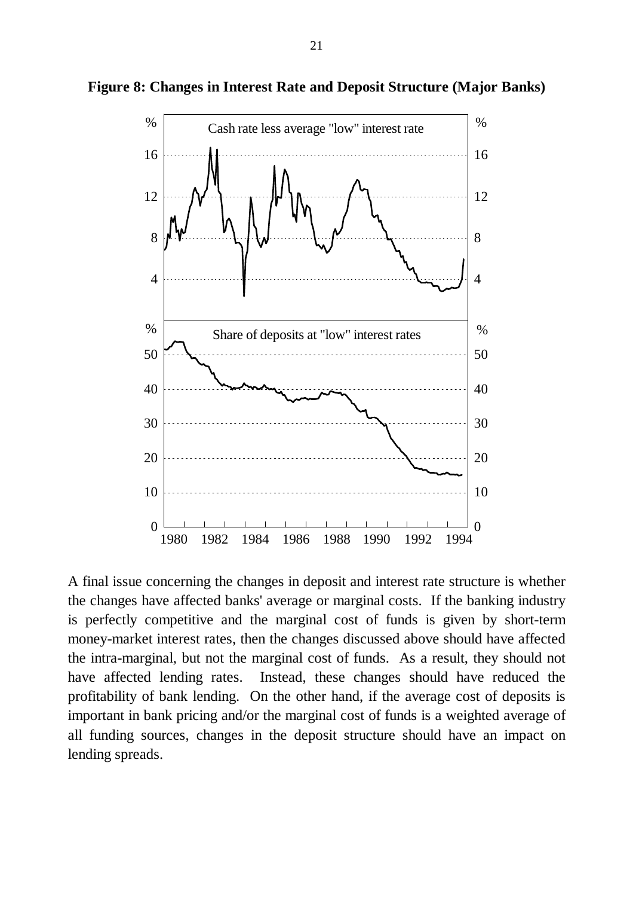**Figure 8: Changes in Interest Rate and Deposit Structure (Major Banks)**

A final issue concerning the changes in deposit and interest rate structure is whether the changes have affected banks' average or marginal costs. If the banking industry is perfectly competitive and the marginal cost of funds is given by short-term money-market interest rates, then the changes discussed above should have affected the intra-marginal, but not the marginal cost of funds. As a result, they should not have affected lending rates. Instead, these changes should have reduced the profitability of bank lending. On the other hand, if the average cost of deposits is important in bank pricing and/or the marginal cost of funds is a weighted average of all funding sources, changes in the deposit structure should have an impact on lending spreads.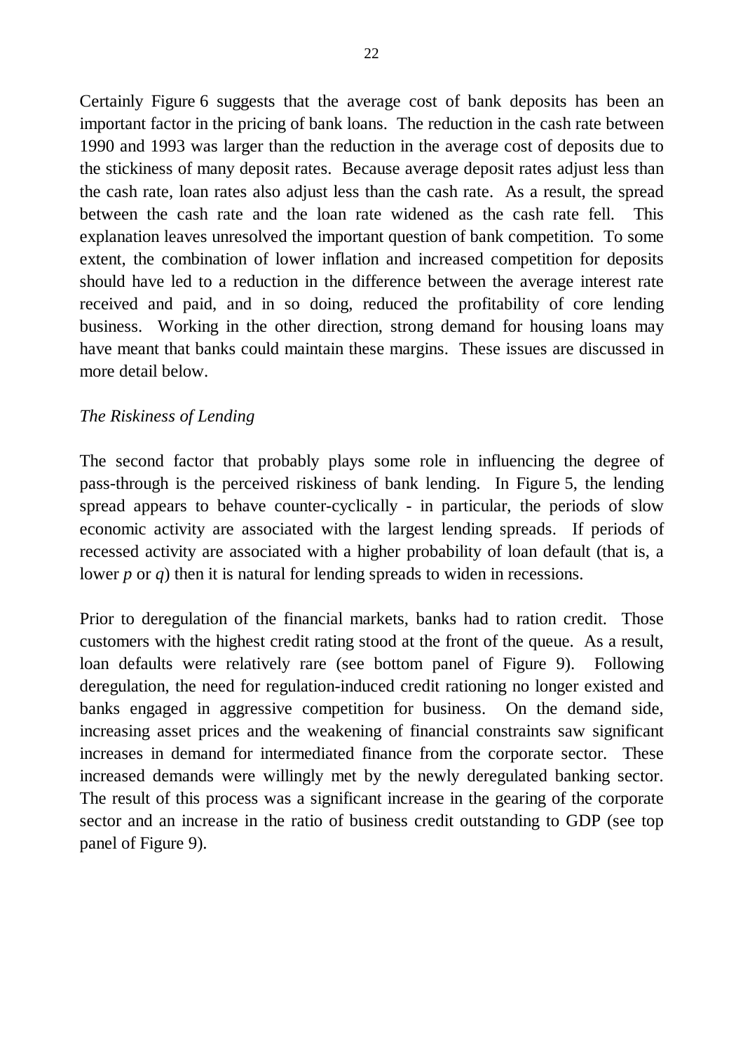Certainly Figure 6 suggests that the average cost of bank deposits has been an important factor in the pricing of bank loans. The reduction in the cash rate between 1990 and 1993 was larger than the reduction in the average cost of deposits due to the stickiness of many deposit rates. Because average deposit rates adjust less than the cash rate, loan rates also adjust less than the cash rate. As a result, the spread between the cash rate and the loan rate widened as the cash rate fell. This explanation leaves unresolved the important question of bank competition. To some extent, the combination of lower inflation and increased competition for deposits should have led to a reduction in the difference between the average interest rate received and paid, and in so doing, reduced the profitability of core lending business. Working in the other direction, strong demand for housing loans may have meant that banks could maintain these margins. These issues are discussed in more detail below.

*The Riskiness of Lending*

The second factor that probably plays some role in influencing the degree of pass-through is the perceived riskiness of bank lending. In Figure 5, the lending spread appears to behave counter-cyclically - in particular, the periods of slow economic activity are associated with the largest lending spreads. If periods of recessed activity are associated with a higher probability of loan default (that is, a lower $p$ or $q$) then it is natural for lending spreads to widen in recessions.

Prior to deregulation of the financial markets, banks had to ration credit. Those customers with the highest credit rating stood at the front of the queue. As a result, loan defaults were relatively rare (see bottom panel of Figure 9). Following deregulation, the need for regulation-induced credit rationing no longer existed and banks engaged in aggressive competition for business. On the demand side, increasing asset prices and the weakening of financial constraints saw significant increases in demand for intermediated finance from the corporate sector. These increased demands were willingly met by the newly deregulated banking sector. The result of this process was a significant increase in the gearing of the corporate sector and an increase in the ratio of business credit outstanding to GDP (see top panel of Figure 9).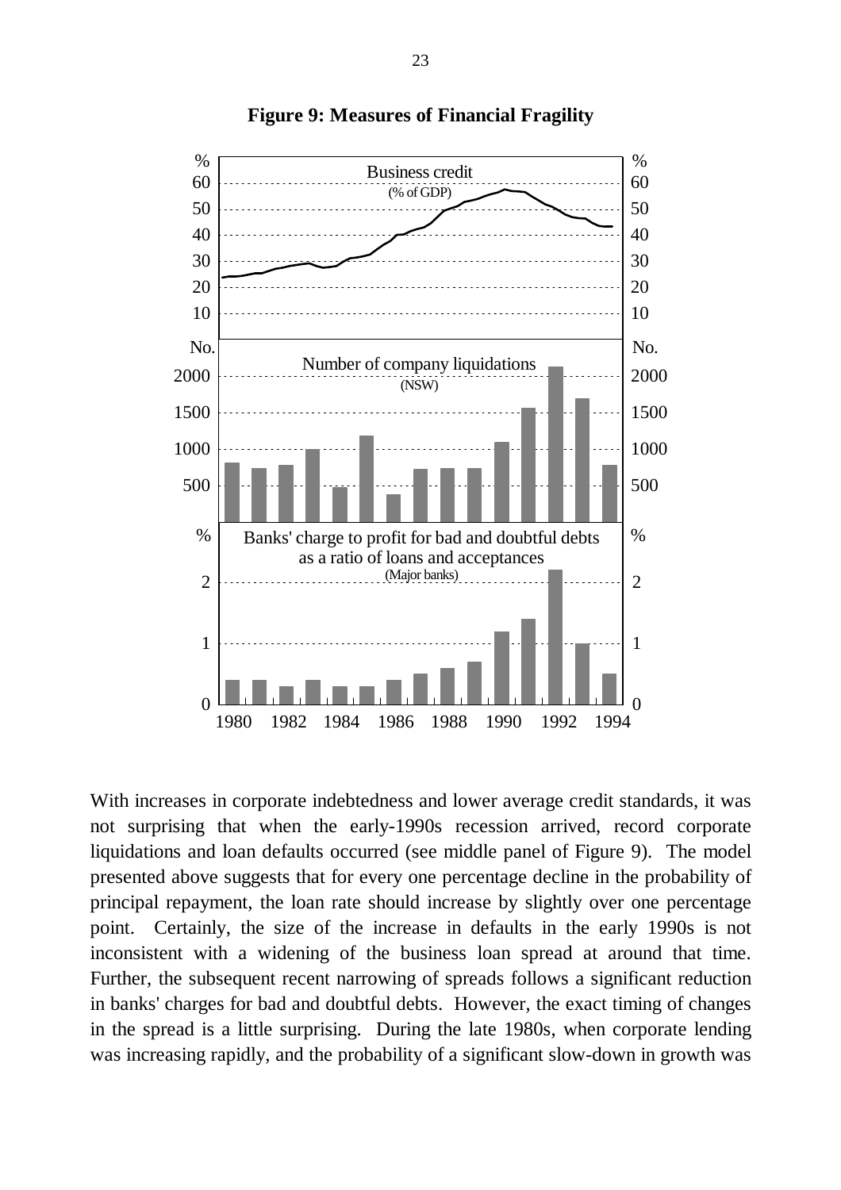**Figure 9: Measures of Financial Fragility**

With increases in corporate indebtedness and lower average credit standards, it was not surprising that when the early-1990s recession arrived, record corporate liquidations and loan defaults occurred (see middle panel of Figure 9). The model presented above suggests that for every one percentage decline in the probability of principal repayment, the loan rate should increase by slightly over one percentage point. Certainly, the size of the increase in defaults in the early 1990s is not inconsistent with a widening of the business loan spread at around that time. Further, the subsequent recent narrowing of spreads follows a significant reduction in banks' charges for bad and doubtful debts. However, the exact timing of changes in the spread is a little surprising. During the late 1980s, when corporate lending was increasing rapidly, and the probability of a significant slow-down in growth was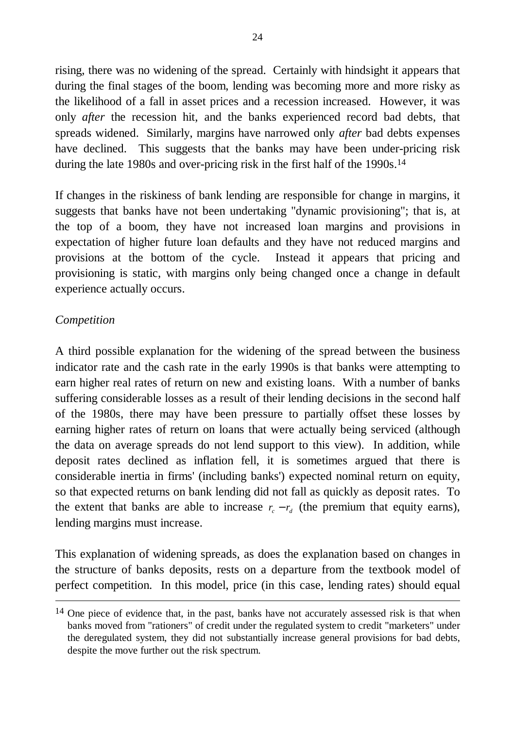rising, there was no widening of the spread. Certainly with hindsight it appears that during the final stages of the boom, lending was becoming more and more risky as the likelihood of a fall in asset prices and a recession increased. However, it was only *after* the recession hit, and the banks experienced record bad debts, that spreads widened. Similarly, margins have narrowed only *after* bad debts expenses have declined. This suggests that the banks may have been under-pricing risk during the late 1980s and over-pricing risk in the first half of the 1990s.[14]

If changes in the riskiness of bank lending are responsible for change in margins, it suggests that banks have not been undertaking "dynamic provisioning"; that is, at the top of a boom, they have not increased loan margins and provisions in expectation of higher future loan defaults and they have not reduced margins and provisions at the bottom of the cycle. Instead it appears that pricing and provisioning is static, with margins only being changed once a change in default experience actually occurs.

*Competition*

A third possible explanation for the widening of the spread between the business indicator rate and the cash rate in the early 1990s is that banks were attempting to earn higher real rates of return on new and existing loans. With a number of banks suffering considerable losses as a result of their lending decisions in the second half of the 1980s, there may have been pressure to partially offset these losses by earning higher rates of return on loans that were actually being serviced (although the data on average spreads do not lend support to this view). In addition, while deposit rates declined as inflation fell, it is sometimes argued that there is considerable inertia in firms' (including banks') expected nominal return on equity, so that expected returns on bank lending did not fall as quickly as deposit rates. To the extent that banks are able to increase $r_c - r_d$ (the premium that equity earns), lending margins must increase.

This explanation of widening spreads, as does the explanation based on changes in the structure of banks deposits, rests on a departure from the textbook model of perfect competition. In this model, price (in this case, lending rates) should equal

---

[14] One piece of evidence that, in the past, banks have not accurately assessed risk is that when banks moved from "rationers" of credit under the regulated system to credit "marketers" under the deregulated system, they did not substantially increase general provisions for bad debts, despite the move further out the risk spectrum.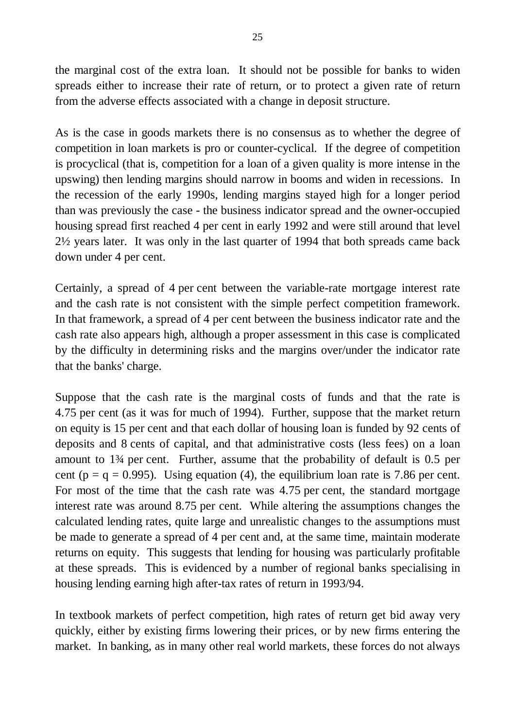the marginal cost of the extra loan. It should not be possible for banks to widen spreads either to increase their rate of return, or to protect a given rate of return from the adverse effects associated with a change in deposit structure.

As is the case in goods markets there is no consensus as to whether the degree of competition in loan markets is pro or counter-cyclical. If the degree of competition is procyclical (that is, competition for a loan of a given quality is more intense in the upswing) then lending margins should narrow in booms and widen in recessions. In the recession of the early 1990s, lending margins stayed high for a longer period than was previously the case - the business indicator spread and the owner-occupied housing spread first reached 4 per cent in early 1992 and were still around that level 2½ years later. It was only in the last quarter of 1994 that both spreads came back down under 4 per cent.

Certainly, a spread of 4 per cent between the variable-rate mortgage interest rate and the cash rate is not consistent with the simple perfect competition framework. In that framework, a spread of 4 per cent between the business indicator rate and the cash rate also appears high, although a proper assessment in this case is complicated by the difficulty in determining risks and the margins over/under the indicator rate that the banks' charge.

Suppose that the cash rate is the marginal costs of funds and that the rate is 4.75 per cent (as it was for much of 1994). Further, suppose that the market return on equity is 15 per cent and that each dollar of housing loan is funded by 92 cents of deposits and 8 cents of capital, and that administrative costs (less fees) on a loan amount to 1¾ per cent. Further, assume that the probability of default is 0.5 per cent ($p = q = 0.995$). Using equation (4), the equilibrium loan rate is 7.86 per cent. For most of the time that the cash rate was 4.75 per cent, the standard mortgage interest rate was around 8.75 per cent. While altering the assumptions changes the calculated lending rates, quite large and unrealistic changes to the assumptions must be made to generate a spread of 4 per cent and, at the same time, maintain moderate returns on equity. This suggests that lending for housing was particularly profitable at these spreads. This is evidenced by a number of regional banks specialising in housing lending earning high after-tax rates of return in 1993/94.

In textbook markets of perfect competition, high rates of return get bid away very quickly, either by existing firms lowering their prices, or by new firms entering the market. In banking, as in many other real world markets, these forces do not always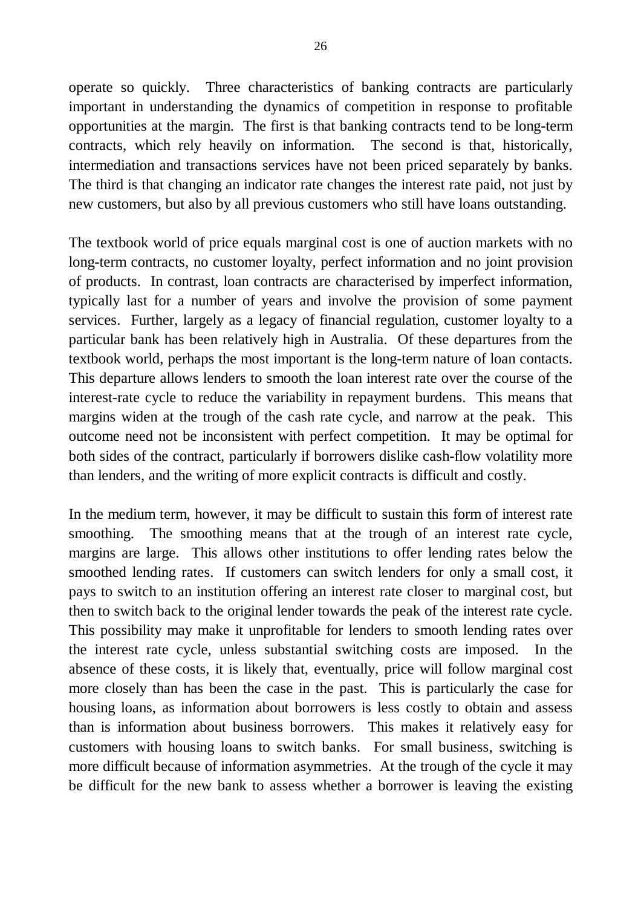operate so quickly. Three characteristics of banking contracts are particularly important in understanding the dynamics of competition in response to profitable opportunities at the margin. The first is that banking contracts tend to be long-term contracts, which rely heavily on information. The second is that, historically, intermediation and transactions services have not been priced separately by banks. The third is that changing an indicator rate changes the interest rate paid, not just by new customers, but also by all previous customers who still have loans outstanding.

The textbook world of price equals marginal cost is one of auction markets with no long-term contracts, no customer loyalty, perfect information and no joint provision of products. In contrast, loan contracts are characterised by imperfect information, typically last for a number of years and involve the provision of some payment services. Further, largely as a legacy of financial regulation, customer loyalty to a particular bank has been relatively high in Australia. Of these departures from the textbook world, perhaps the most important is the long-term nature of loan contacts. This departure allows lenders to smooth the loan interest rate over the course of the interest-rate cycle to reduce the variability in repayment burdens. This means that margins widen at the trough of the cash rate cycle, and narrow at the peak. This outcome need not be inconsistent with perfect competition. It may be optimal for both sides of the contract, particularly if borrowers dislike cash-flow volatility more than lenders, and the writing of more explicit contracts is difficult and costly.

In the medium term, however, it may be difficult to sustain this form of interest rate smoothing. The smoothing means that at the trough of an interest rate cycle, margins are large. This allows other institutions to offer lending rates below the smoothed lending rates. If customers can switch lenders for only a small cost, it pays to switch to an institution offering an interest rate closer to marginal cost, but then to switch back to the original lender towards the peak of the interest rate cycle. This possibility may make it unprofitable for lenders to smooth lending rates over the interest rate cycle, unless substantial switching costs are imposed. In the absence of these costs, it is likely that, eventually, price will follow marginal cost more closely than has been the case in the past. This is particularly the case for housing loans, as information about borrowers is less costly to obtain and assess than is information about business borrowers. This makes it relatively easy for customers with housing loans to switch banks. For small business, switching is more difficult because of information asymmetries. At the trough of the cycle it may be difficult for the new bank to assess whether a borrower is leaving the existing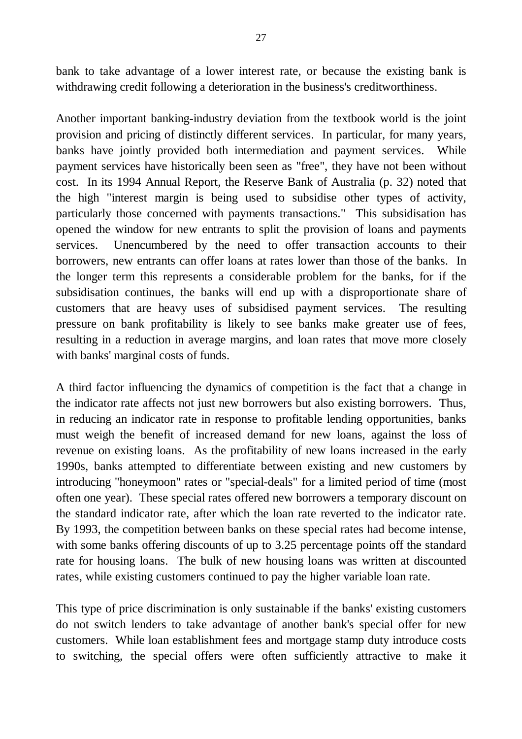bank to take advantage of a lower interest rate, or because the existing bank is withdrawing credit following a deterioration in the business's creditworthiness.

Another important banking-industry deviation from the textbook world is the joint provision and pricing of distinctly different services. In particular, for many years, banks have jointly provided both intermediation and payment services. While payment services have historically been seen as "free", they have not been without cost. In its 1994 Annual Report, the Reserve Bank of Australia (p. 32) noted that the high "interest margin is being used to subsidise other types of activity, particularly those concerned with payments transactions." This subsidisation has opened the window for new entrants to split the provision of loans and payments services. Unencumbered by the need to offer transaction accounts to their borrowers, new entrants can offer loans at rates lower than those of the banks. In the longer term this represents a considerable problem for the banks, for if the subsidisation continues, the banks will end up with a disproportionate share of customers that are heavy uses of subsidised payment services. The resulting pressure on bank profitability is likely to see banks make greater use of fees, resulting in a reduction in average margins, and loan rates that move more closely with banks' marginal costs of funds.

A third factor influencing the dynamics of competition is the fact that a change in the indicator rate affects not just new borrowers but also existing borrowers. Thus, in reducing an indicator rate in response to profitable lending opportunities, banks must weigh the benefit of increased demand for new loans, against the loss of revenue on existing loans. As the profitability of new loans increased in the early 1990s, banks attempted to differentiate between existing and new customers by introducing "honeymoon" rates or "special-deals" for a limited period of time (most often one year). These special rates offered new borrowers a temporary discount on the standard indicator rate, after which the loan rate reverted to the indicator rate. By 1993, the competition between banks on these special rates had become intense, with some banks offering discounts of up to 3.25 percentage points off the standard rate for housing loans. The bulk of new housing loans was written at discounted rates, while existing customers continued to pay the higher variable loan rate.

This type of price discrimination is only sustainable if the banks' existing customers do not switch lenders to take advantage of another bank's special offer for new customers. While loan establishment fees and mortgage stamp duty introduce costs to switching, the special offers were often sufficiently attractive to make it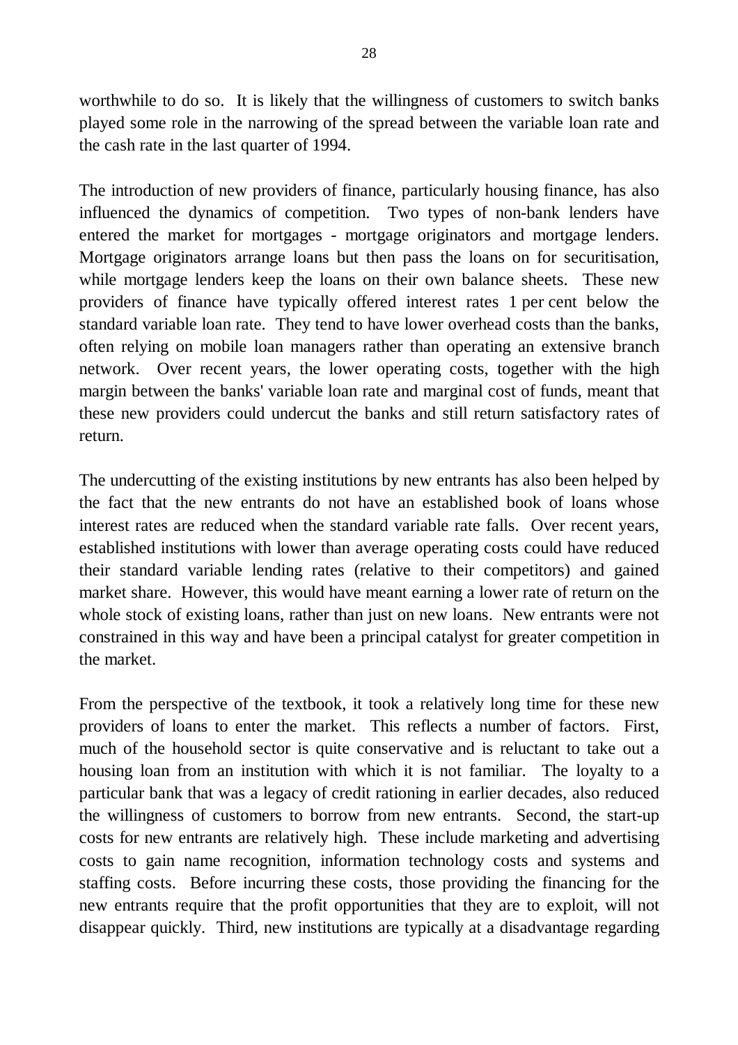worthwhile to do so. It is likely that the willingness of customers to switch banks played some role in the narrowing of the spread between the variable loan rate and the cash rate in the last quarter of 1994.

The introduction of new providers of finance, particularly housing finance, has also influenced the dynamics of competition. Two types of non-bank lenders have entered the market for mortgages - mortgage originators and mortgage lenders. Mortgage originators arrange loans but then pass the loans on for securitisation, while mortgage lenders keep the loans on their own balance sheets. These new providers of finance have typically offered interest rates 1 per cent below the standard variable loan rate. They tend to have lower overhead costs than the banks, often relying on mobile loan managers rather than operating an extensive branch network. Over recent years, the lower operating costs, together with the high margin between the banks' variable loan rate and marginal cost of funds, meant that these new providers could undercut the banks and still return satisfactory rates of return.

The undercutting of the existing institutions by new entrants has also been helped by the fact that the new entrants do not have an established book of loans whose interest rates are reduced when the standard variable rate falls. Over recent years, established institutions with lower than average operating costs could have reduced their standard variable lending rates (relative to their competitors) and gained market share. However, this would have meant earning a lower rate of return on the whole stock of existing loans, rather than just on new loans. New entrants were not constrained in this way and have been a principal catalyst for greater competition in the market.

From the perspective of the textbook, it took a relatively long time for these new providers of loans to enter the market. This reflects a number of factors. First, much of the household sector is quite conservative and is reluctant to take out a housing loan from an institution with which it is not familiar. The loyalty to a particular bank that was a legacy of credit rationing in earlier decades, also reduced the willingness of customers to borrow from new entrants. Second, the start-up costs for new entrants are relatively high. These include marketing and advertising costs to gain name recognition, information technology costs and systems and staffing costs. Before incurring these costs, those providing the financing for the new entrants require that the profit opportunities that they are to exploit, will not disappear quickly. Third, new institutions are typically at a disadvantage regarding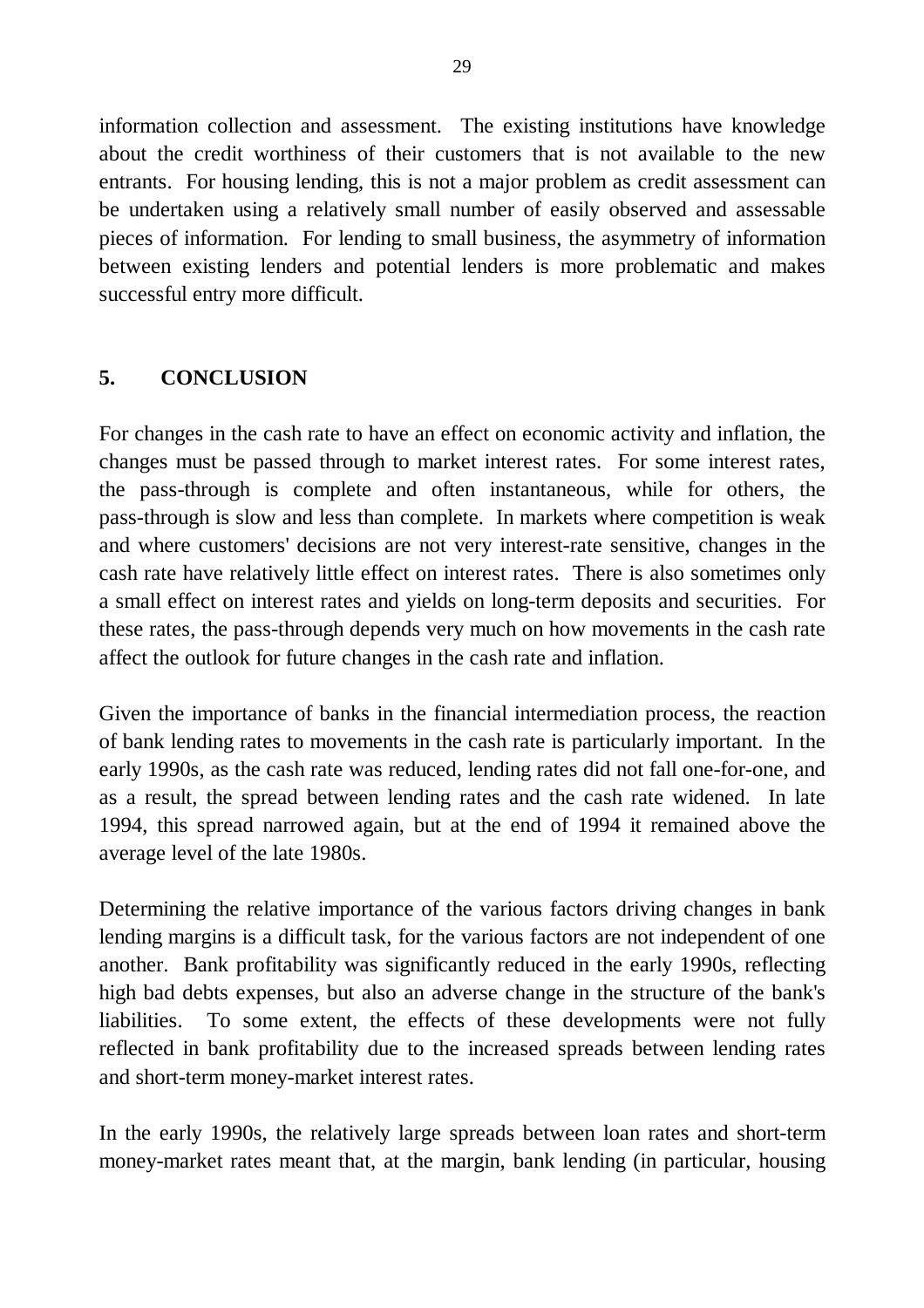information collection and assessment. The existing institutions have knowledge about the credit worthiness of their customers that is not available to the new entrants. For housing lending, this is not a major problem as credit assessment can be undertaken using a relatively small number of easily observed and assessable pieces of information. For lending to small business, the asymmetry of information between existing lenders and potential lenders is more problematic and makes successful entry more difficult.

## 5. CONCLUSION

For changes in the cash rate to have an effect on economic activity and inflation, the changes must be passed through to market interest rates. For some interest rates, the pass-through is complete and often instantaneous, while for others, the pass-through is slow and less than complete. In markets where competition is weak and where customers' decisions are not very interest-rate sensitive, changes in the cash rate have relatively little effect on interest rates. There is also sometimes only a small effect on interest rates and yields on long-term deposits and securities. For these rates, the pass-through depends very much on how movements in the cash rate affect the outlook for future changes in the cash rate and inflation.

Given the importance of banks in the financial intermediation process, the reaction of bank lending rates to movements in the cash rate is particularly important. In the early 1990s, as the cash rate was reduced, lending rates did not fall one-for-one, and as a result, the spread between lending rates and the cash rate widened. In late 1994, this spread narrowed again, but at the end of 1994 it remained above the average level of the late 1980s.

Determining the relative importance of the various factors driving changes in bank lending margins is a difficult task, for the various factors are not independent of one another. Bank profitability was significantly reduced in the early 1990s, reflecting high bad debts expenses, but also an adverse change in the structure of the bank's liabilities. To some extent, the effects of these developments were not fully reflected in bank profitability due to the increased spreads between lending rates and short-term money-market interest rates.

In the early 1990s, the relatively large spreads between loan rates and short-term money-market rates meant that, at the margin, bank lending (in particular, housing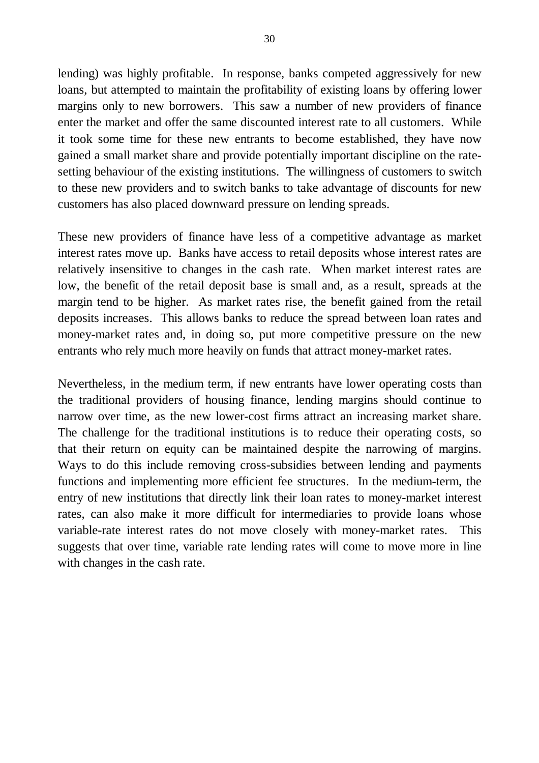lending) was highly profitable. In response, banks competed aggressively for new loans, but attempted to maintain the profitability of existing loans by offering lower margins only to new borrowers. This saw a number of new providers of finance enter the market and offer the same discounted interest rate to all customers. While it took some time for these new entrants to become established, they have now gained a small market share and provide potentially important discipline on the rate-setting behaviour of the existing institutions. The willingness of customers to switch to these new providers and to switch banks to take advantage of discounts for new customers has also placed downward pressure on lending spreads.

These new providers of finance have less of a competitive advantage as market interest rates move up. Banks have access to retail deposits whose interest rates are relatively insensitive to changes in the cash rate. When market interest rates are low, the benefit of the retail deposit base is small and, as a result, spreads at the margin tend to be higher. As market rates rise, the benefit gained from the retail deposits increases. This allows banks to reduce the spread between loan rates and money-market rates and, in doing so, put more competitive pressure on the new entrants who rely much more heavily on funds that attract money-market rates.

Nevertheless, in the medium term, if new entrants have lower operating costs than the traditional providers of housing finance, lending margins should continue to narrow over time, as the new lower-cost firms attract an increasing market share. The challenge for the traditional institutions is to reduce their operating costs, so that their return on equity can be maintained despite the narrowing of margins. Ways to do this include removing cross-subsidies between lending and payments functions and implementing more efficient fee structures. In the medium-term, the entry of new institutions that directly link their loan rates to money-market interest rates, can also make it more difficult for intermediaries to provide loans whose variable-rate interest rates do not move closely with money-market rates. This suggests that over time, variable rate lending rates will come to move more in line with changes in the cash rate.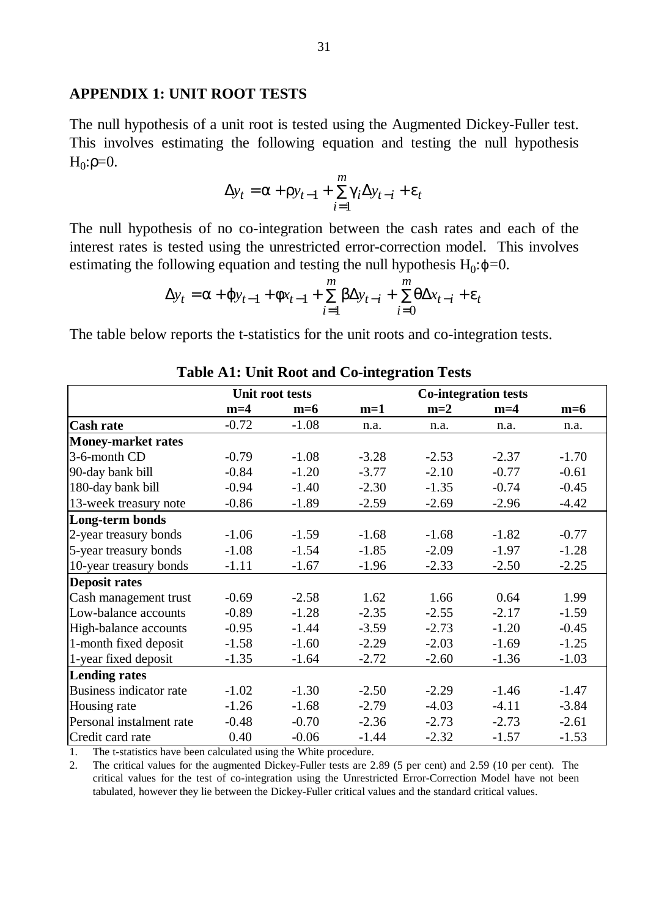## APPENDIX 1: UNIT ROOT TESTS

The null hypothesis of a unit root is tested using the Augmented Dickey-Fuller test. This involves estimating the following equation and testing the null hypothesis $H_0$:$\rho$=0.

$$\Delta y_t = \alpha + \rho y_{t-1} + \sum_{i=1}^{m} \gamma_i \Delta y_{t-i} + \varepsilon_t$$

The null hypothesis of no co-integration between the cash rates and each of the interest rates is tested using the unrestricted error-correction model. This involves estimating the following equation and testing the null hypothesis $H_0$:$\varphi$=0.

$$\Delta y_t = \alpha + \varphi y_{t-1} + \phi x_{t-1} + \sum_{i=1}^{m} \beta \Delta y_{t-i} + \sum_{i=0}^{m} \theta \Delta x_{t-i} + \varepsilon_t$$

The table below reports the t-statistics for the unit roots and co-integration tests.

**Table A1: Unit Root and Co-integration Tests**

| | Unit root tests | | Co-integration tests | | | |
|---|---|---|---|---|---|---|
| | **m=4** | **m=6** | **m=1** | **m=2** | **m=4** | **m=6** |
| **Cash rate** | -0.72 | -1.08 | n.a. | n.a. | n.a. | n.a. |
| **Money-market rates** | | | | | | |
| 3-6-month CD | -0.79 | -1.08 | -3.28 | -2.53 | -2.37 | -1.70 |
| 90-day bank bill | -0.84 | -1.20 | -3.77 | -2.10 | -0.77 | -0.61 |
| 180-day bank bill | -0.94 | -1.40 | -2.30 | -1.35 | -0.74 | -0.45 |
| 13-week treasury note | -0.86 | -1.89 | -2.59 | -2.69 | -2.96 | -4.42 |
| **Long-term bonds** | | | | | | |
| 2-year treasury bonds | -1.06 | -1.59 | -1.68 | -1.68 | -1.82 | -0.77 |
| 5-year treasury bonds | -1.08 | -1.54 | -1.85 | -2.09 | -1.97 | -1.28 |
| 10-year treasury bonds | -1.11 | -1.67 | -1.96 | -2.33 | -2.50 | -2.25 |
| **Deposit rates** | | | | | | |
| Cash management trust | -0.69 | -2.58 | 1.62 | 1.66 | 0.64 | 1.99 |
| Low-balance accounts | -0.89 | -1.28 | -2.35 | -2.55 | -2.17 | -1.59 |
| High-balance accounts | -0.95 | -1.44 | -3.59 | -2.73 | -1.20 | -0.45 |
| 1-month fixed deposit | -1.58 | -1.60 | -2.29 | -2.03 | -1.69 | -1.25 |
| 1-year fixed deposit | -1.35 | -1.64 | -2.72 | -2.60 | -1.36 | -1.03 |
| **Lending rates** | | | | | | |
| Business indicator rate | -1.02 | -1.30 | -2.50 | -2.29 | -1.46 | -1.47 |
| Housing rate | -1.26 | -1.68 | -2.79 | -4.03 | -4.11 | -3.84 |
| Personal instalment rate | -0.48 | -0.70 | -2.36 | -2.73 | -2.73 | -2.61 |
| Credit card rate | 0.40 | -0.06 | -1.44 | -2.32 | -1.57 | -1.53 |

1. The t-statistics have been calculated using the White procedure.
2. The critical values for the augmented Dickey-Fuller tests are 2.89 (5 per cent) and 2.59 (10 per cent). The critical values for the test of co-integration using the Unrestricted Error-Correction Model have not been tabulated, however they lie between the Dickey-Fuller critical values and the standard critical values.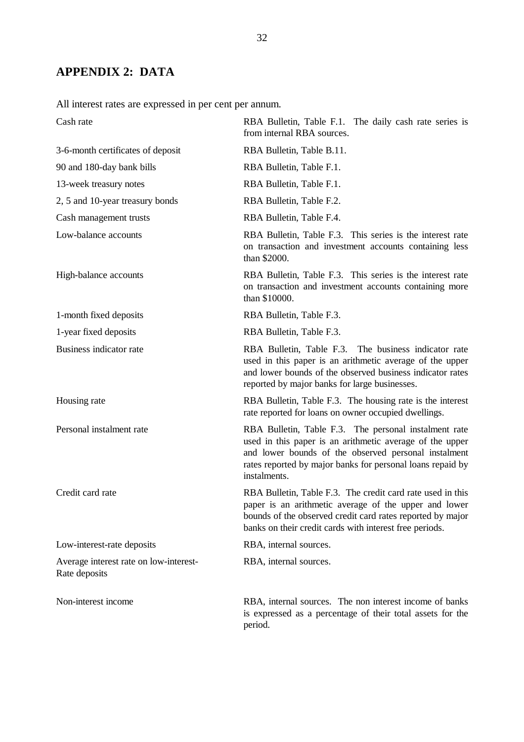## APPENDIX 2: DATA

All interest rates are expressed in per cent per annum.

| | |
|---|---|
| Cash rate | RBA Bulletin, Table F.1. The daily cash rate series is from internal RBA sources. |
| 3-6-month certificates of deposit | RBA Bulletin, Table B.11. |
| 90 and 180-day bank bills | RBA Bulletin, Table F.1. |
| 13-week treasury notes | RBA Bulletin, Table F.1. |
| 2, 5 and 10-year treasury bonds | RBA Bulletin, Table F.2. |
| Cash management trusts | RBA Bulletin, Table F.4. |
| Low-balance accounts | RBA Bulletin, Table F.3. This series is the interest rate on transaction and investment accounts containing less than $2000. |
| High-balance accounts | RBA Bulletin, Table F.3. This series is the interest rate on transaction and investment accounts containing more than $10000. |
| 1-month fixed deposits | RBA Bulletin, Table F.3. |
| 1-year fixed deposits | RBA Bulletin, Table F.3. |
| Business indicator rate | RBA Bulletin, Table F.3. The business indicator rate used in this paper is an arithmetic average of the upper and lower bounds of the observed business indicator rates reported by major banks for large businesses. |
| Housing rate | RBA Bulletin, Table F.3. The housing rate is the interest rate reported for loans on owner occupied dwellings. |
| Personal instalment rate | RBA Bulletin, Table F.3. The personal instalment rate used in this paper is an arithmetic average of the upper and lower bounds of the observed personal instalment rates reported by major banks for personal loans repaid by instalments. |
| Credit card rate | RBA Bulletin, Table F.3. The credit card rate used in this paper is an arithmetic average of the upper and lower bounds of the observed credit card rates reported by major banks on their credit cards with interest free periods. |
| Low-interest-rate deposits | RBA, internal sources. |
| Average interest rate on low-interest-Rate deposits | RBA, internal sources. |
| Non-interest income | RBA, internal sources. The non interest income of banks is expressed as a percentage of their total assets for the period. |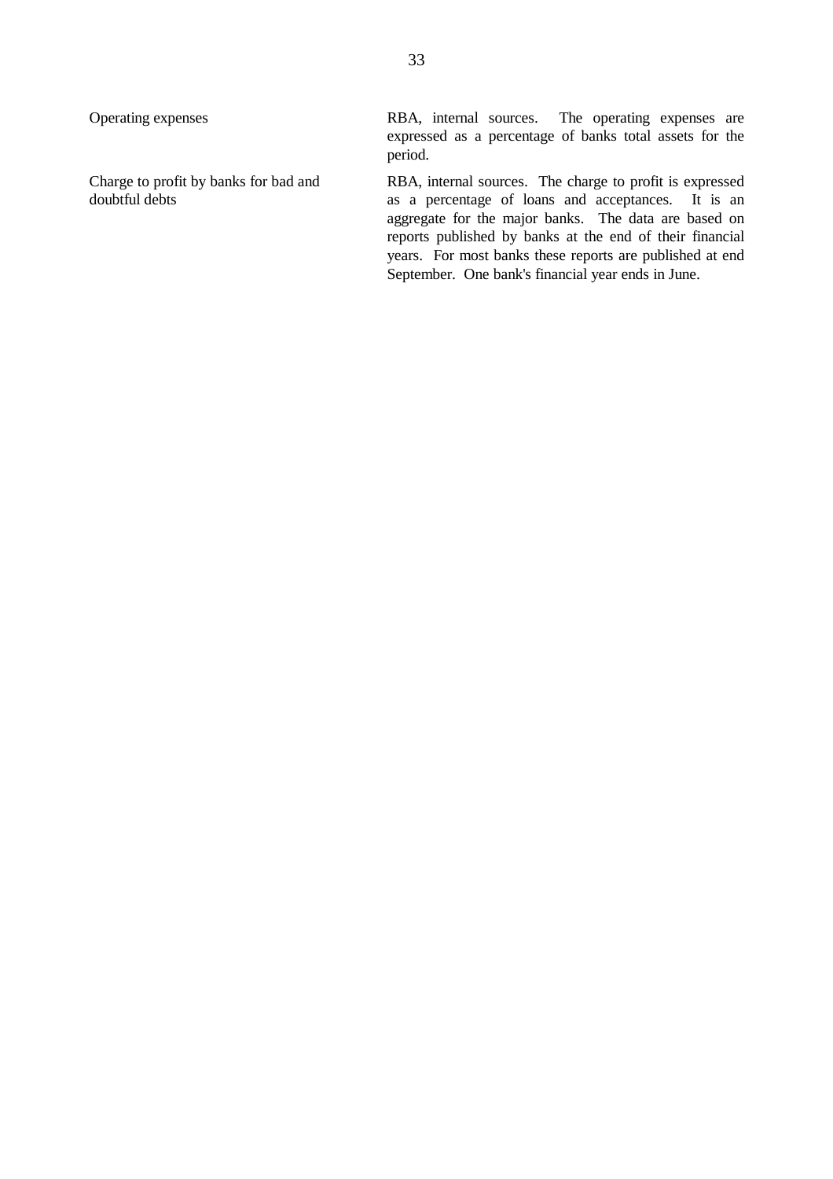| | |
|---|---|
| Operating expenses | RBA, internal sources. The operating expenses are expressed as a percentage of banks total assets for the period. |
| Charge to profit by banks for bad and doubtful debts | RBA, internal sources. The charge to profit is expressed as a percentage of loans and acceptances. It is an aggregate for the major banks. The data are based on reports published by banks at the end of their financial years. For most banks these reports are published at end September. One bank's financial year ends in June. |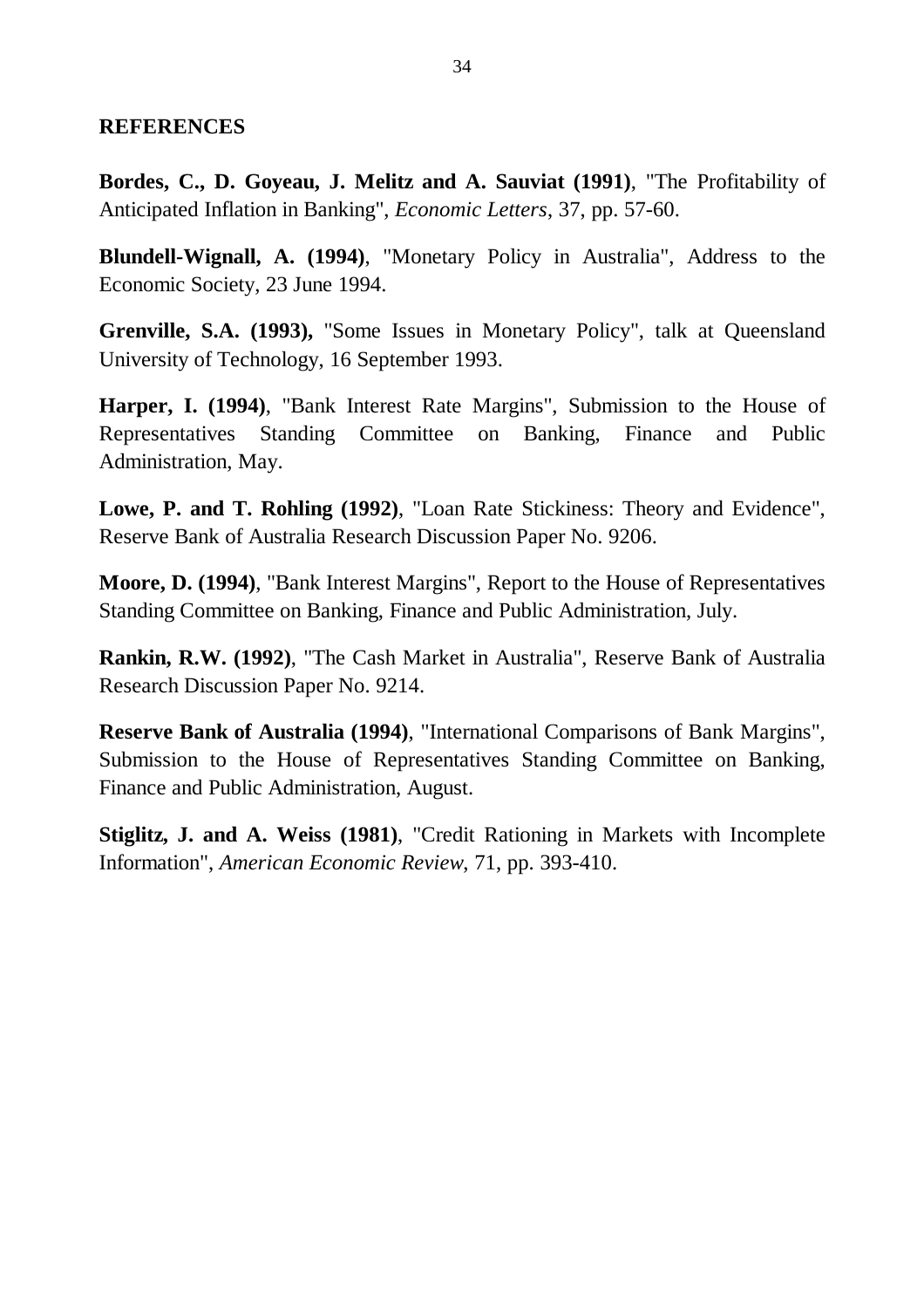## REFERENCES

**Bordes, C., D. Goyeau, J. Melitz and A. Sauviat (1991)**, "The Profitability of Anticipated Inflation in Banking", *Economic Letters*, 37, pp. 57-60.

**Blundell-Wignall, A. (1994)**, "Monetary Policy in Australia", Address to the Economic Society, 23 June 1994.

**Grenville, S.A. (1993),** "Some Issues in Monetary Policy", talk at Queensland University of Technology, 16 September 1993.

**Harper, I. (1994)**, "Bank Interest Rate Margins", Submission to the House of Representatives Standing Committee on Banking, Finance and Public Administration, May.

**Lowe, P. and T. Rohling (1992)**, "Loan Rate Stickiness: Theory and Evidence", Reserve Bank of Australia Research Discussion Paper No. 9206.

**Moore, D. (1994)**, "Bank Interest Margins", Report to the House of Representatives Standing Committee on Banking, Finance and Public Administration, July.

**Rankin, R.W. (1992)**, "The Cash Market in Australia", Reserve Bank of Australia Research Discussion Paper No. 9214.

**Reserve Bank of Australia (1994)**, "International Comparisons of Bank Margins", Submission to the House of Representatives Standing Committee on Banking, Finance and Public Administration, August.

**Stiglitz, J. and A. Weiss (1981)**, "Credit Rationing in Markets with Incomplete Information", *American Economic Review*, 71, pp. 393-410.